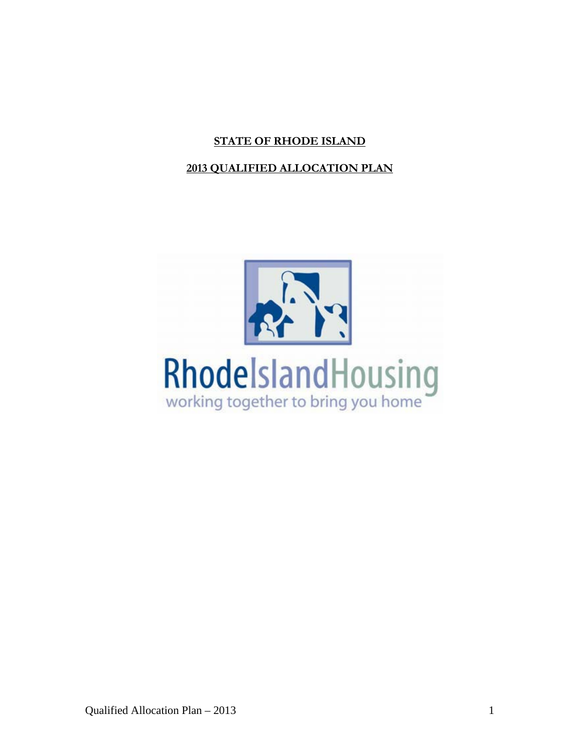# STATE OF RHODE ISLAND

## 2013 QUALIFIED ALLOCATION PLAN

RhodeIslandHousing

working together to bring you home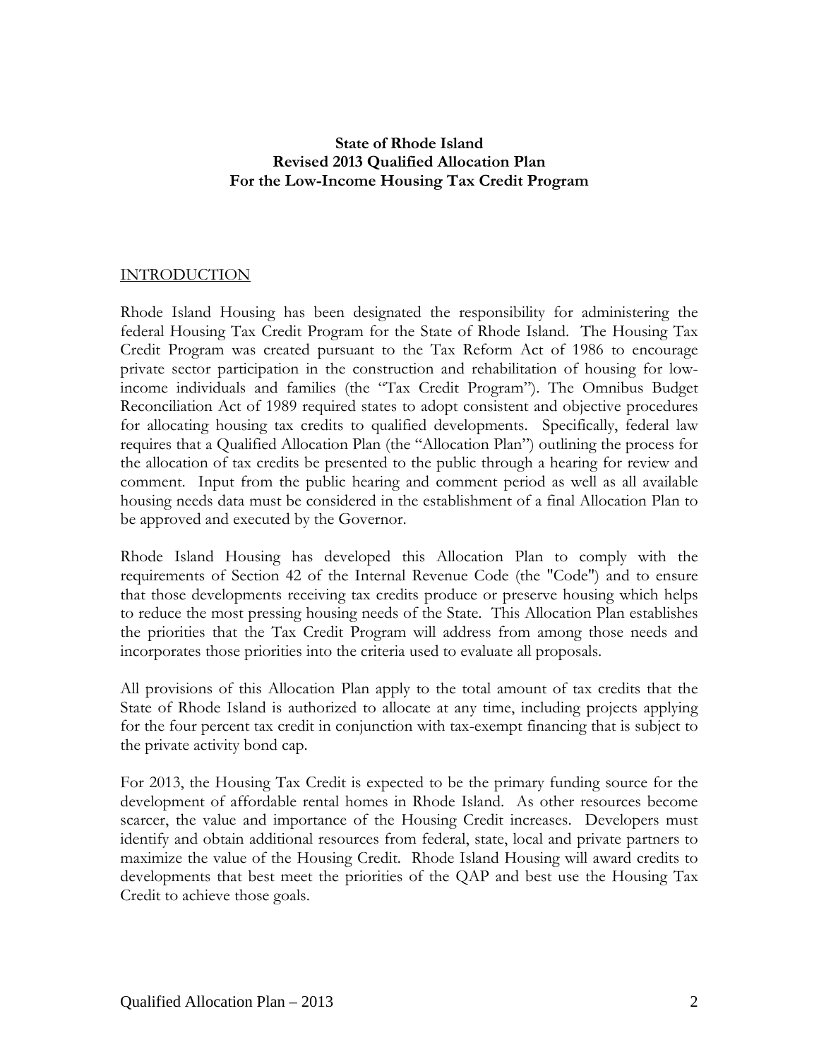**State of Rhode Island**
**Revised 2013 Qualified Allocation Plan**
**For the Low-Income Housing Tax Credit Program**

## INTRODUCTION

Rhode Island Housing has been designated the responsibility for administering the federal Housing Tax Credit Program for the State of Rhode Island. The Housing Tax Credit Program was created pursuant to the Tax Reform Act of 1986 to encourage private sector participation in the construction and rehabilitation of housing for low-income individuals and families (the "Tax Credit Program"). The Omnibus Budget Reconciliation Act of 1989 required states to adopt consistent and objective procedures for allocating housing tax credits to qualified developments. Specifically, federal law requires that a Qualified Allocation Plan (the "Allocation Plan") outlining the process for the allocation of tax credits be presented to the public through a hearing for review and comment. Input from the public hearing and comment period as well as all available housing needs data must be considered in the establishment of a final Allocation Plan to be approved and executed by the Governor.

Rhode Island Housing has developed this Allocation Plan to comply with the requirements of Section 42 of the Internal Revenue Code (the "Code") and to ensure that those developments receiving tax credits produce or preserve housing which helps to reduce the most pressing housing needs of the State. This Allocation Plan establishes the priorities that the Tax Credit Program will address from among those needs and incorporates those priorities into the criteria used to evaluate all proposals.

All provisions of this Allocation Plan apply to the total amount of tax credits that the State of Rhode Island is authorized to allocate at any time, including projects applying for the four percent tax credit in conjunction with tax-exempt financing that is subject to the private activity bond cap.

For 2013, the Housing Tax Credit is expected to be the primary funding source for the development of affordable rental homes in Rhode Island. As other resources become scarcer, the value and importance of the Housing Credit increases. Developers must identify and obtain additional resources from federal, state, local and private partners to maximize the value of the Housing Credit. Rhode Island Housing will award credits to developments that best meet the priorities of the QAP and best use the Housing Tax Credit to achieve those goals.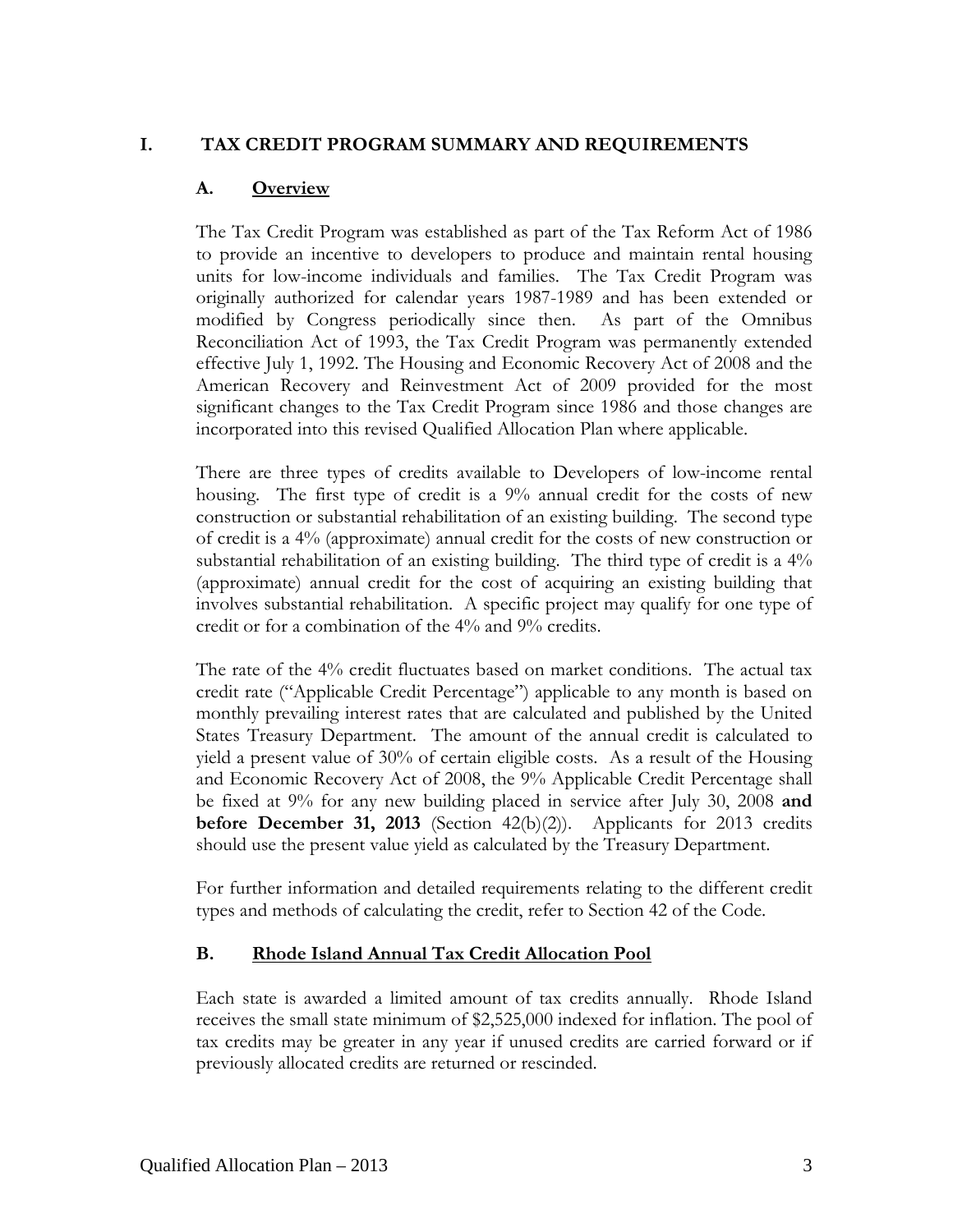# I. TAX CREDIT PROGRAM SUMMARY AND REQUIREMENTS

## A. Overview

The Tax Credit Program was established as part of the Tax Reform Act of 1986 to provide an incentive to developers to produce and maintain rental housing units for low-income individuals and families. The Tax Credit Program was originally authorized for calendar years 1987-1989 and has been extended or modified by Congress periodically since then. As part of the Omnibus Reconciliation Act of 1993, the Tax Credit Program was permanently extended effective July 1, 1992. The Housing and Economic Recovery Act of 2008 and the American Recovery and Reinvestment Act of 2009 provided for the most significant changes to the Tax Credit Program since 1986 and those changes are incorporated into this revised Qualified Allocation Plan where applicable.

There are three types of credits available to Developers of low-income rental housing. The first type of credit is a 9% annual credit for the costs of new construction or substantial rehabilitation of an existing building. The second type of credit is a 4% (approximate) annual credit for the costs of new construction or substantial rehabilitation of an existing building. The third type of credit is a 4% (approximate) annual credit for the cost of acquiring an existing building that involves substantial rehabilitation. A specific project may qualify for one type of credit or for a combination of the 4% and 9% credits.

The rate of the 4% credit fluctuates based on market conditions. The actual tax credit rate ("Applicable Credit Percentage") applicable to any month is based on monthly prevailing interest rates that are calculated and published by the United States Treasury Department. The amount of the annual credit is calculated to yield a present value of 30% of certain eligible costs. As a result of the Housing and Economic Recovery Act of 2008, the 9% Applicable Credit Percentage shall be fixed at 9% for any new building placed in service after July 30, 2008 **and before December 31, 2013** (Section 42(b)(2)). Applicants for 2013 credits should use the present value yield as calculated by the Treasury Department.

For further information and detailed requirements relating to the different credit types and methods of calculating the credit, refer to Section 42 of the Code.

## B. Rhode Island Annual Tax Credit Allocation Pool

Each state is awarded a limited amount of tax credits annually. Rhode Island receives the small state minimum of $2,525,000 indexed for inflation. The pool of tax credits may be greater in any year if unused credits are carried forward or if previously allocated credits are returned or rescinded.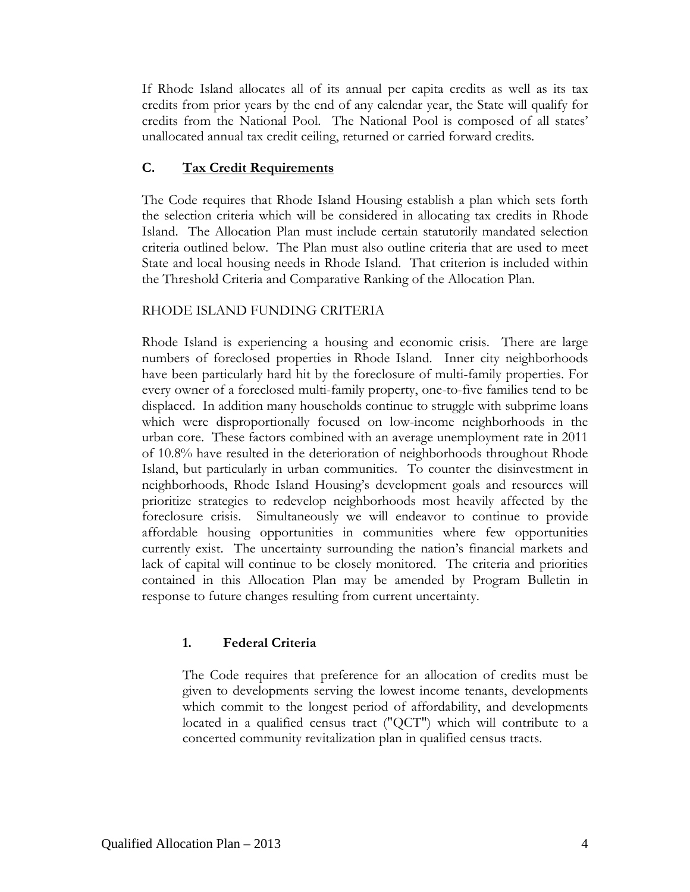If Rhode Island allocates all of its annual per capita credits as well as its tax credits from prior years by the end of any calendar year, the State will qualify for credits from the National Pool. The National Pool is composed of all states' unallocated annual tax credit ceiling, returned or carried forward credits.

## C. <u>Tax Credit Requirements</u>

The Code requires that Rhode Island Housing establish a plan which sets forth the selection criteria which will be considered in allocating tax credits in Rhode Island. The Allocation Plan must include certain statutorily mandated selection criteria outlined below. The Plan must also outline criteria that are used to meet State and local housing needs in Rhode Island. That criterion is included within the Threshold Criteria and Comparative Ranking of the Allocation Plan.

RHODE ISLAND FUNDING CRITERIA

Rhode Island is experiencing a housing and economic crisis. There are large numbers of foreclosed properties in Rhode Island. Inner city neighborhoods have been particularly hard hit by the foreclosure of multi-family properties. For every owner of a foreclosed multi-family property, one-to-five families tend to be displaced. In addition many households continue to struggle with subprime loans which were disproportionally focused on low-income neighborhoods in the urban core. These factors combined with an average unemployment rate in 2011 of 10.8% have resulted in the deterioration of neighborhoods throughout Rhode Island, but particularly in urban communities. To counter the disinvestment in neighborhoods, Rhode Island Housing's development goals and resources will prioritize strategies to redevelop neighborhoods most heavily affected by the foreclosure crisis. Simultaneously we will endeavor to continue to provide affordable housing opportunities in communities where few opportunities currently exist. The uncertainty surrounding the nation's financial markets and lack of capital will continue to be closely monitored. The criteria and priorities contained in this Allocation Plan may be amended by Program Bulletin in response to future changes resulting from current uncertainty.

### 1. Federal Criteria

The Code requires that preference for an allocation of credits must be given to developments serving the lowest income tenants, developments which commit to the longest period of affordability, and developments located in a qualified census tract ("QCT") which will contribute to a concerted community revitalization plan in qualified census tracts.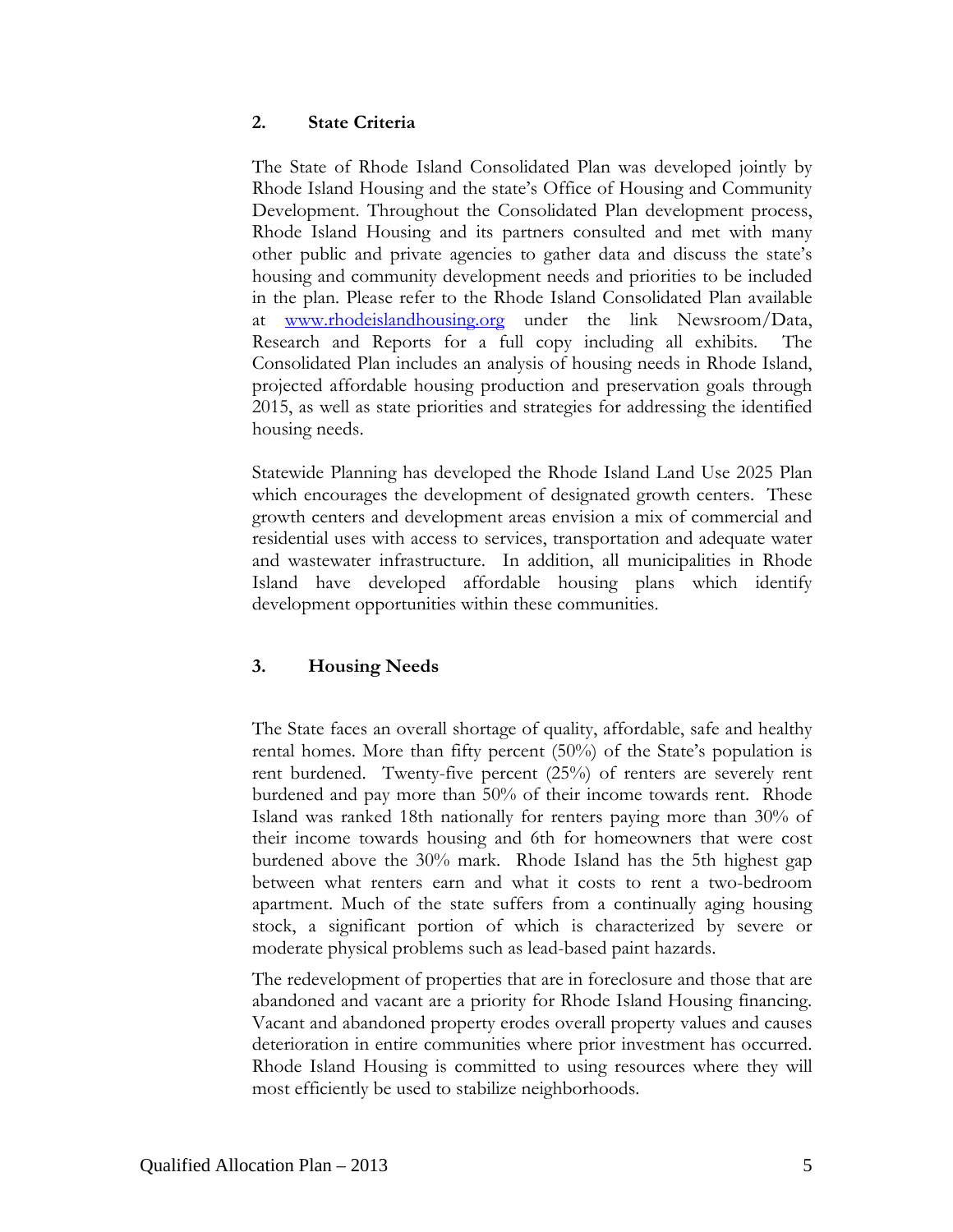## 2. State Criteria

The State of Rhode Island Consolidated Plan was developed jointly by Rhode Island Housing and the state's Office of Housing and Community Development. Throughout the Consolidated Plan development process, Rhode Island Housing and its partners consulted and met with many other public and private agencies to gather data and discuss the state's housing and community development needs and priorities to be included in the plan. Please refer to the Rhode Island Consolidated Plan available at [www.rhodeislandhousing.org](http://www.rhodeislandhousing.org) under the link Newsroom/Data, Research and Reports for a full copy including all exhibits. The Consolidated Plan includes an analysis of housing needs in Rhode Island, projected affordable housing production and preservation goals through 2015, as well as state priorities and strategies for addressing the identified housing needs.

Statewide Planning has developed the Rhode Island Land Use 2025 Plan which encourages the development of designated growth centers. These growth centers and development areas envision a mix of commercial and residential uses with access to services, transportation and adequate water and wastewater infrastructure. In addition, all municipalities in Rhode Island have developed affordable housing plans which identify development opportunities within these communities.

## 3. Housing Needs

The State faces an overall shortage of quality, affordable, safe and healthy rental homes. More than fifty percent (50%) of the State's population is rent burdened. Twenty-five percent (25%) of renters are severely rent burdened and pay more than 50% of their income towards rent. Rhode Island was ranked 18th nationally for renters paying more than 30% of their income towards housing and 6th for homeowners that were cost burdened above the 30% mark. Rhode Island has the 5th highest gap between what renters earn and what it costs to rent a two-bedroom apartment. Much of the state suffers from a continually aging housing stock, a significant portion of which is characterized by severe or moderate physical problems such as lead-based paint hazards.

The redevelopment of properties that are in foreclosure and those that are abandoned and vacant are a priority for Rhode Island Housing financing. Vacant and abandoned property erodes overall property values and causes deterioration in entire communities where prior investment has occurred. Rhode Island Housing is committed to using resources where they will most efficiently be used to stabilize neighborhoods.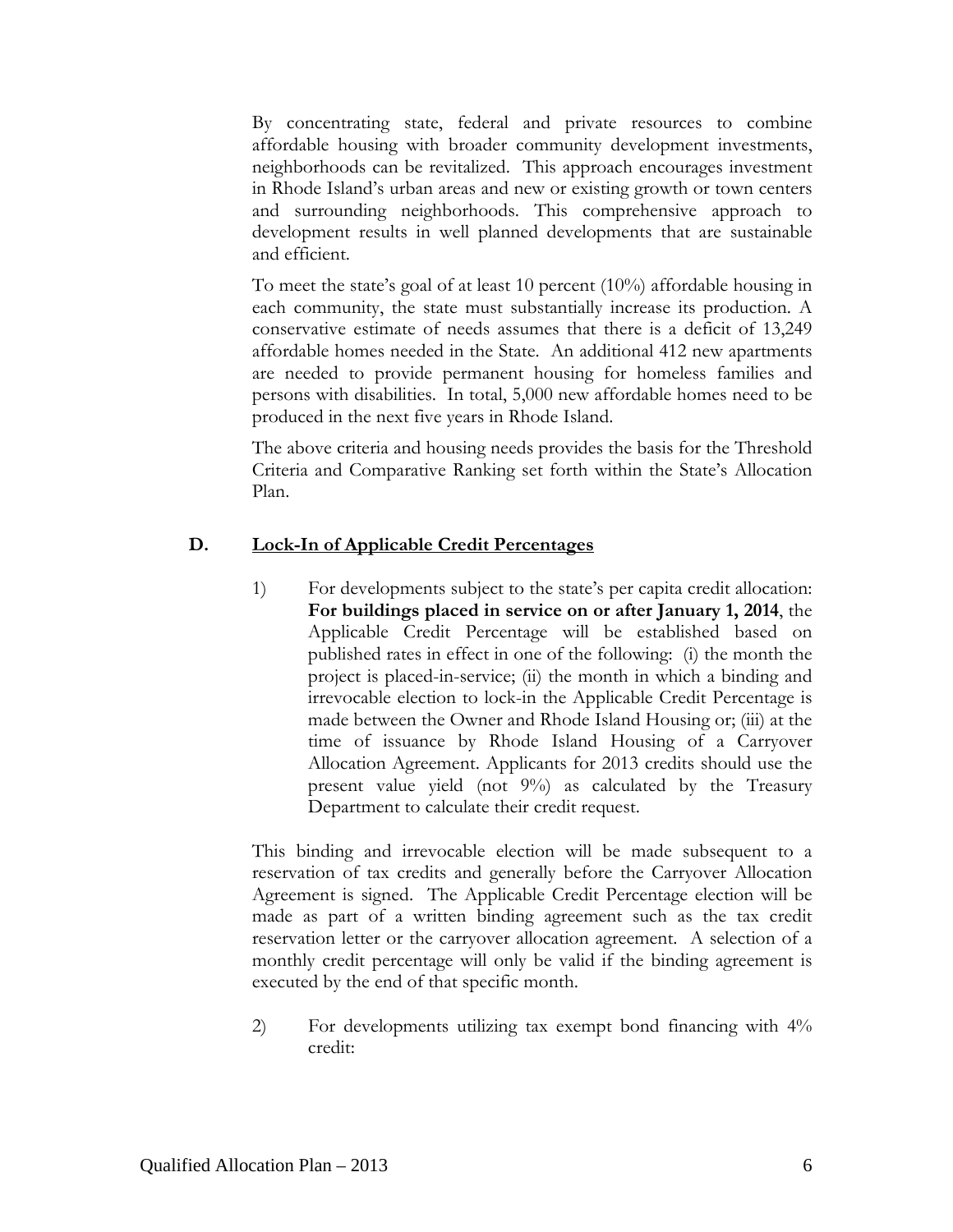By concentrating state, federal and private resources to combine affordable housing with broader community development investments, neighborhoods can be revitalized. This approach encourages investment in Rhode Island's urban areas and new or existing growth or town centers and surrounding neighborhoods. This comprehensive approach to development results in well planned developments that are sustainable and efficient.

To meet the state's goal of at least 10 percent (10%) affordable housing in each community, the state must substantially increase its production. A conservative estimate of needs assumes that there is a deficit of 13,249 affordable homes needed in the State. An additional 412 new apartments are needed to provide permanent housing for homeless families and persons with disabilities. In total, 5,000 new affordable homes need to be produced in the next five years in Rhode Island.

The above criteria and housing needs provides the basis for the Threshold Criteria and Comparative Ranking set forth within the State's Allocation Plan.

## D. Lock-In of Applicable Credit Percentages

1) For developments subject to the state's per capita credit allocation: **For buildings placed in service on or after January 1, 2014**, the Applicable Credit Percentage will be established based on published rates in effect in one of the following: (i) the month the project is placed-in-service; (ii) the month in which a binding and irrevocable election to lock-in the Applicable Credit Percentage is made between the Owner and Rhode Island Housing or; (iii) at the time of issuance by Rhode Island Housing of a Carryover Allocation Agreement. Applicants for 2013 credits should use the present value yield (not 9%) as calculated by the Treasury Department to calculate their credit request.

This binding and irrevocable election will be made subsequent to a reservation of tax credits and generally before the Carryover Allocation Agreement is signed. The Applicable Credit Percentage election will be made as part of a written binding agreement such as the tax credit reservation letter or the carryover allocation agreement. A selection of a monthly credit percentage will only be valid if the binding agreement is executed by the end of that specific month.

2) For developments utilizing tax exempt bond financing with 4% credit: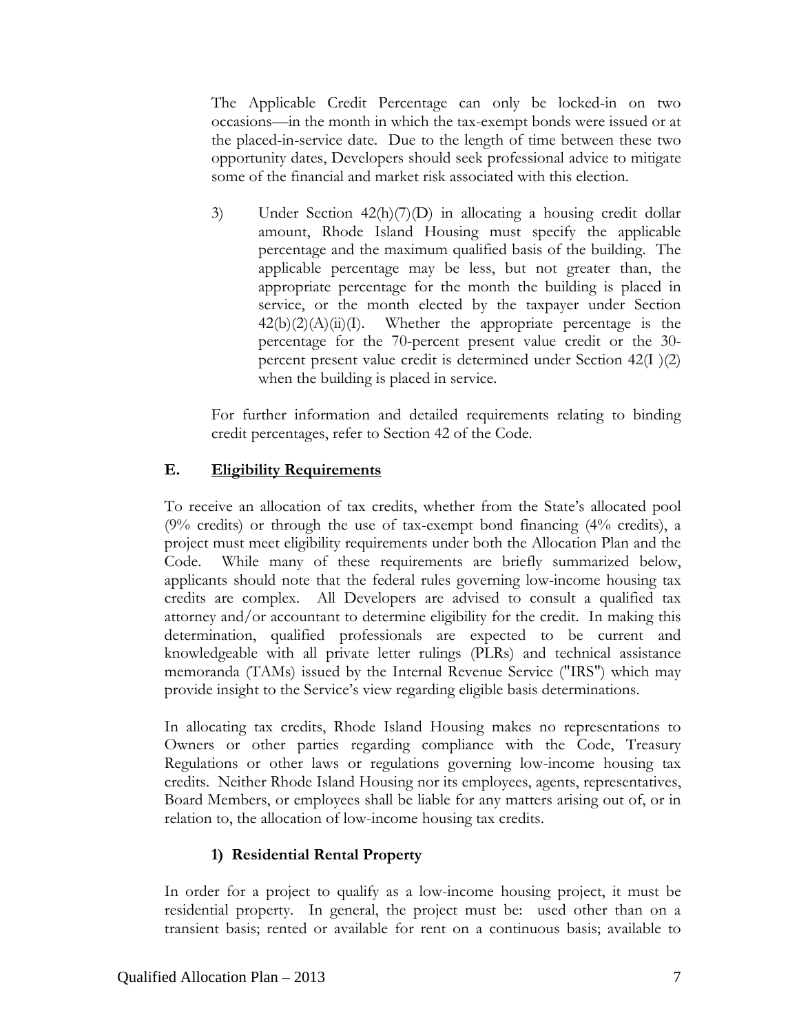The Applicable Credit Percentage can only be locked-in on two occasions—in the month in which the tax-exempt bonds were issued or at the placed-in-service date. Due to the length of time between these two opportunity dates, Developers should seek professional advice to mitigate some of the financial and market risk associated with this election.

3) Under Section 42(h)(7)(D) in allocating a housing credit dollar amount, Rhode Island Housing must specify the applicable percentage and the maximum qualified basis of the building. The applicable percentage may be less, but not greater than, the appropriate percentage for the month the building is placed in service, or the month elected by the taxpayer under Section 42(b)(2)(A)(ii)(I). Whether the appropriate percentage is the percentage for the 70-percent present value credit or the 30-percent present value credit is determined under Section 42(I )(2) when the building is placed in service.

For further information and detailed requirements relating to binding credit percentages, refer to Section 42 of the Code.

## E. Eligibility Requirements

To receive an allocation of tax credits, whether from the State's allocated pool (9% credits) or through the use of tax-exempt bond financing (4% credits), a project must meet eligibility requirements under both the Allocation Plan and the Code. While many of these requirements are briefly summarized below, applicants should note that the federal rules governing low-income housing tax credits are complex. All Developers are advised to consult a qualified tax attorney and/or accountant to determine eligibility for the credit. In making this determination, qualified professionals are expected to be current and knowledgeable with all private letter rulings (PLRs) and technical assistance memoranda (TAMs) issued by the Internal Revenue Service ("IRS") which may provide insight to the Service's view regarding eligible basis determinations.

In allocating tax credits, Rhode Island Housing makes no representations to Owners or other parties regarding compliance with the Code, Treasury Regulations or other laws or regulations governing low-income housing tax credits. Neither Rhode Island Housing nor its employees, agents, representatives, Board Members, or employees shall be liable for any matters arising out of, or in relation to, the allocation of low-income housing tax credits.

### 1) Residential Rental Property

In order for a project to qualify as a low-income housing project, it must be residential property. In general, the project must be: used other than on a transient basis; rented or available for rent on a continuous basis; available to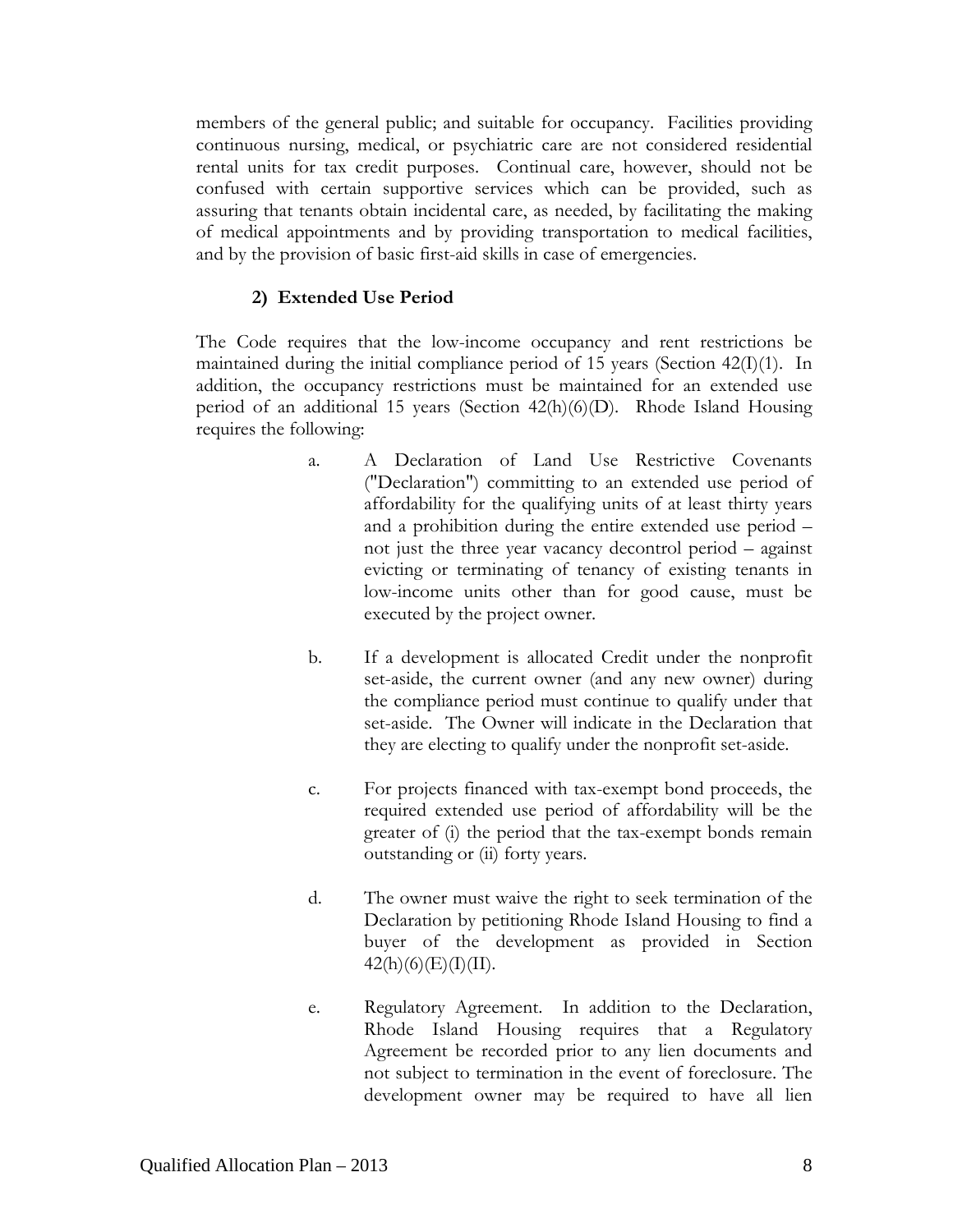members of the general public; and suitable for occupancy. Facilities providing continuous nursing, medical, or psychiatric care are not considered residential rental units for tax credit purposes. Continual care, however, should not be confused with certain supportive services which can be provided, such as assuring that tenants obtain incidental care, as needed, by facilitating the making of medical appointments and by providing transportation to medical facilities, and by the provision of basic first-aid skills in case of emergencies.

### 2) Extended Use Period

The Code requires that the low-income occupancy and rent restrictions be maintained during the initial compliance period of 15 years (Section 42(I)(1). In addition, the occupancy restrictions must be maintained for an extended use period of an additional 15 years (Section 42(h)(6)(D). Rhode Island Housing requires the following:

a. A Declaration of Land Use Restrictive Covenants ("Declaration") committing to an extended use period of affordability for the qualifying units of at least thirty years and a prohibition during the entire extended use period – not just the three year vacancy decontrol period – against evicting or terminating of tenancy of existing tenants in low-income units other than for good cause, must be executed by the project owner.

b. If a development is allocated Credit under the nonprofit set-aside, the current owner (and any new owner) during the compliance period must continue to qualify under that set-aside. The Owner will indicate in the Declaration that they are electing to qualify under the nonprofit set-aside.

c. For projects financed with tax-exempt bond proceeds, the required extended use period of affordability will be the greater of (i) the period that the tax-exempt bonds remain outstanding or (ii) forty years.

d. The owner must waive the right to seek termination of the Declaration by petitioning Rhode Island Housing to find a buyer of the development as provided in Section 42(h)(6)(E)(I)(II).

e. Regulatory Agreement. In addition to the Declaration, Rhode Island Housing requires that a Regulatory Agreement be recorded prior to any lien documents and not subject to termination in the event of foreclosure. The development owner may be required to have all lien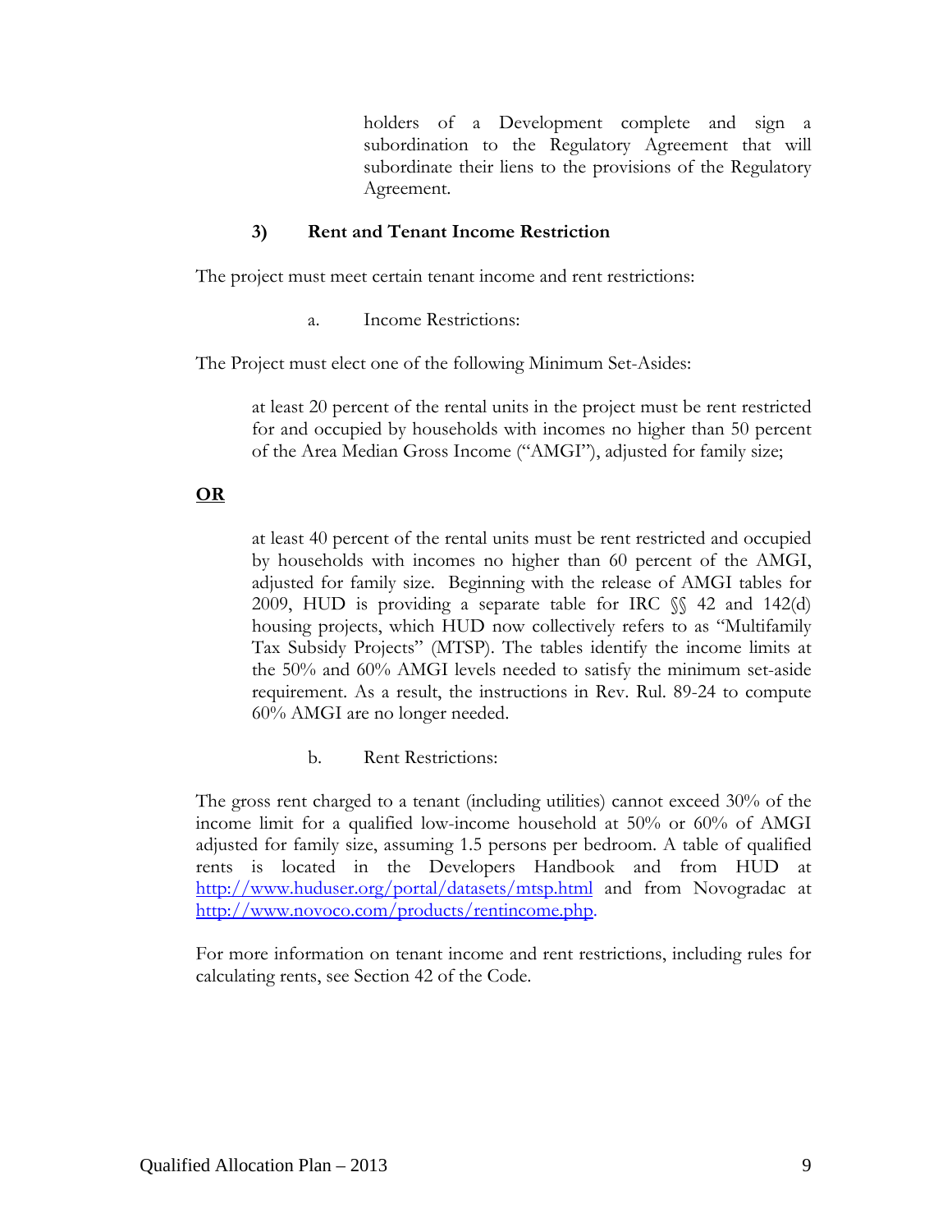holders of a Development complete and sign a subordination to the Regulatory Agreement that will subordinate their liens to the provisions of the Regulatory Agreement.

### 3) Rent and Tenant Income Restriction

The project must meet certain tenant income and rent restrictions:

a. Income Restrictions:

The Project must elect one of the following Minimum Set-Asides:

> at least 20 percent of the rental units in the project must be rent restricted for and occupied by households with incomes no higher than 50 percent of the Area Median Gross Income ("AMGI"), adjusted for family size;

**OR**

> at least 40 percent of the rental units must be rent restricted and occupied by households with incomes no higher than 60 percent of the AMGI, adjusted for family size. Beginning with the release of AMGI tables for 2009, HUD is providing a separate table for IRC §§ 42 and 142(d) housing projects, which HUD now collectively refers to as "Multifamily Tax Subsidy Projects" (MTSP). The tables identify the income limits at the 50% and 60% AMGI levels needed to satisfy the minimum set-aside requirement. As a result, the instructions in Rev. Rul. 89-24 to compute 60% AMGI are no longer needed.

b. Rent Restrictions:

The gross rent charged to a tenant (including utilities) cannot exceed 30% of the income limit for a qualified low-income household at 50% or 60% of AMGI adjusted for family size, assuming 1.5 persons per bedroom. A table of qualified rents is located in the Developers Handbook and from HUD at http://www.huduser.org/portal/datasets/mtsp.html and from Novogradac at http://www.novoco.com/products/rentincome.php.

For more information on tenant income and rent restrictions, including rules for calculating rents, see Section 42 of the Code.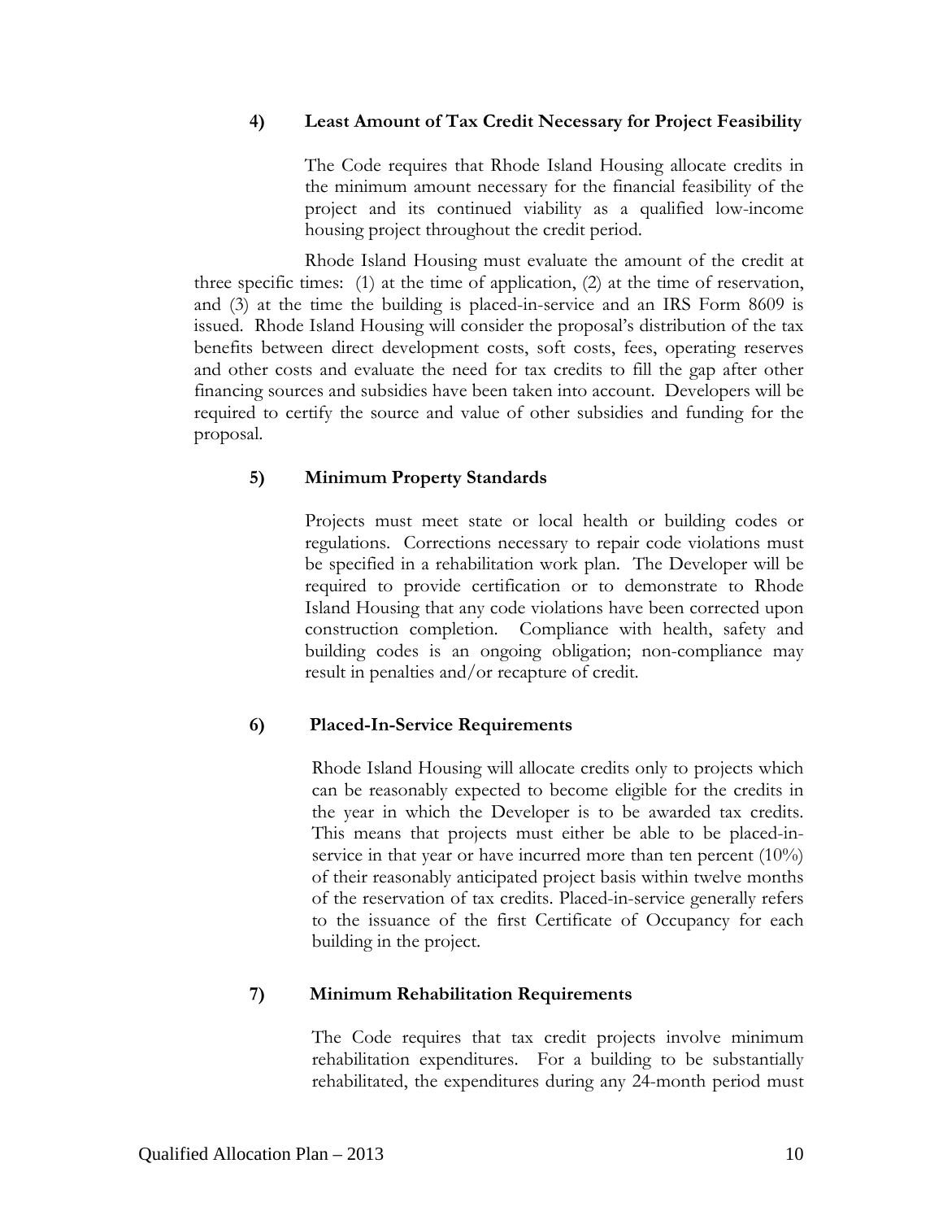### 4) Least Amount of Tax Credit Necessary for Project Feasibility

The Code requires that Rhode Island Housing allocate credits in the minimum amount necessary for the financial feasibility of the project and its continued viability as a qualified low-income housing project throughout the credit period.

Rhode Island Housing must evaluate the amount of the credit at three specific times: (1) at the time of application, (2) at the time of reservation, and (3) at the time the building is placed-in-service and an IRS Form 8609 is issued. Rhode Island Housing will consider the proposal's distribution of the tax benefits between direct development costs, soft costs, fees, operating reserves and other costs and evaluate the need for tax credits to fill the gap after other financing sources and subsidies have been taken into account. Developers will be required to certify the source and value of other subsidies and funding for the proposal.

### 5) Minimum Property Standards

Projects must meet state or local health or building codes or regulations. Corrections necessary to repair code violations must be specified in a rehabilitation work plan. The Developer will be required to provide certification or to demonstrate to Rhode Island Housing that any code violations have been corrected upon construction completion. Compliance with health, safety and building codes is an ongoing obligation; non-compliance may result in penalties and/or recapture of credit.

### 6) Placed-In-Service Requirements

Rhode Island Housing will allocate credits only to projects which can be reasonably expected to become eligible for the credits in the year in which the Developer is to be awarded tax credits. This means that projects must either be able to be placed-in-service in that year or have incurred more than ten percent (10%) of their reasonably anticipated project basis within twelve months of the reservation of tax credits. Placed-in-service generally refers to the issuance of the first Certificate of Occupancy for each building in the project.

### 7) Minimum Rehabilitation Requirements

The Code requires that tax credit projects involve minimum rehabilitation expenditures. For a building to be substantially rehabilitated, the expenditures during any 24-month period must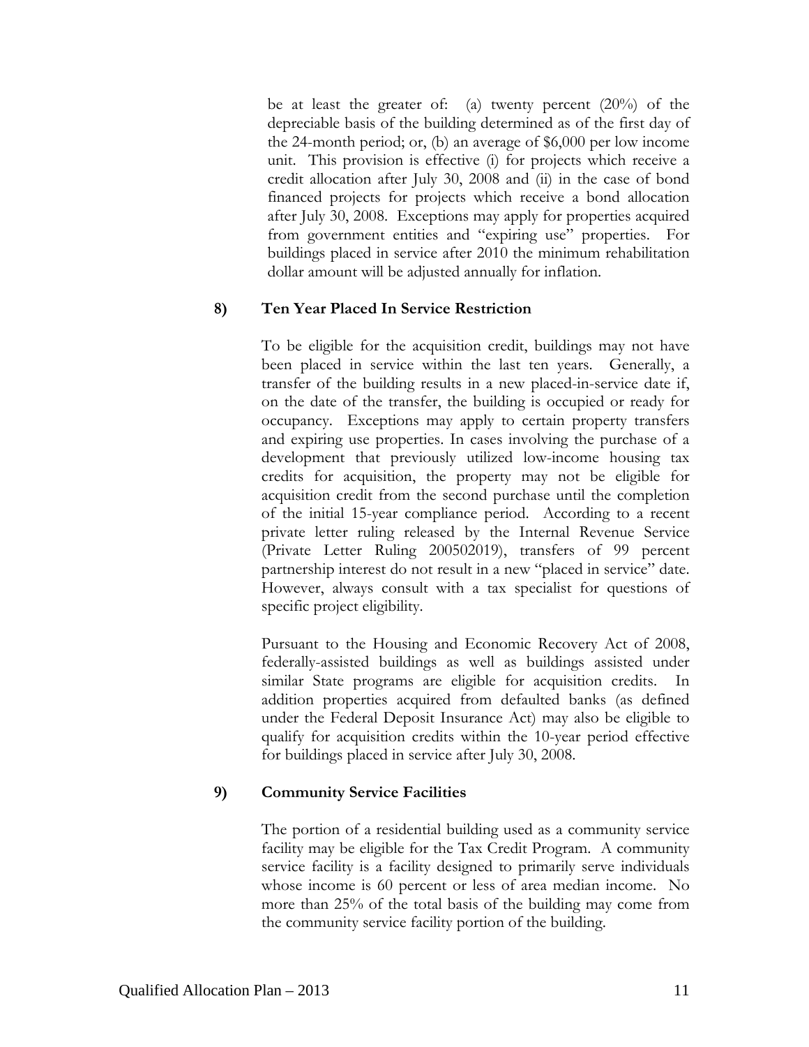be at least the greater of: (a) twenty percent (20%) of the depreciable basis of the building determined as of the first day of the 24-month period; or, (b) an average of $6,000 per low income unit. This provision is effective (i) for projects which receive a credit allocation after July 30, 2008 and (ii) in the case of bond financed projects for projects which receive a bond allocation after July 30, 2008. Exceptions may apply for properties acquired from government entities and "expiring use" properties. For buildings placed in service after 2010 the minimum rehabilitation dollar amount will be adjusted annually for inflation.

**8) Ten Year Placed In Service Restriction**

To be eligible for the acquisition credit, buildings may not have been placed in service within the last ten years. Generally, a transfer of the building results in a new placed-in-service date if, on the date of the transfer, the building is occupied or ready for occupancy. Exceptions may apply to certain property transfers and expiring use properties. In cases involving the purchase of a development that previously utilized low-income housing tax credits for acquisition, the property may not be eligible for acquisition credit from the second purchase until the completion of the initial 15-year compliance period. According to a recent private letter ruling released by the Internal Revenue Service (Private Letter Ruling 200502019), transfers of 99 percent partnership interest do not result in a new "placed in service" date. However, always consult with a tax specialist for questions of specific project eligibility.

Pursuant to the Housing and Economic Recovery Act of 2008, federally-assisted buildings as well as buildings assisted under similar State programs are eligible for acquisition credits. In addition properties acquired from defaulted banks (as defined under the Federal Deposit Insurance Act) may also be eligible to qualify for acquisition credits within the 10-year period effective for buildings placed in service after July 30, 2008.

**9) Community Service Facilities**

The portion of a residential building used as a community service facility may be eligible for the Tax Credit Program. A community service facility is a facility designed to primarily serve individuals whose income is 60 percent or less of area median income. No more than 25% of the total basis of the building may come from the community service facility portion of the building.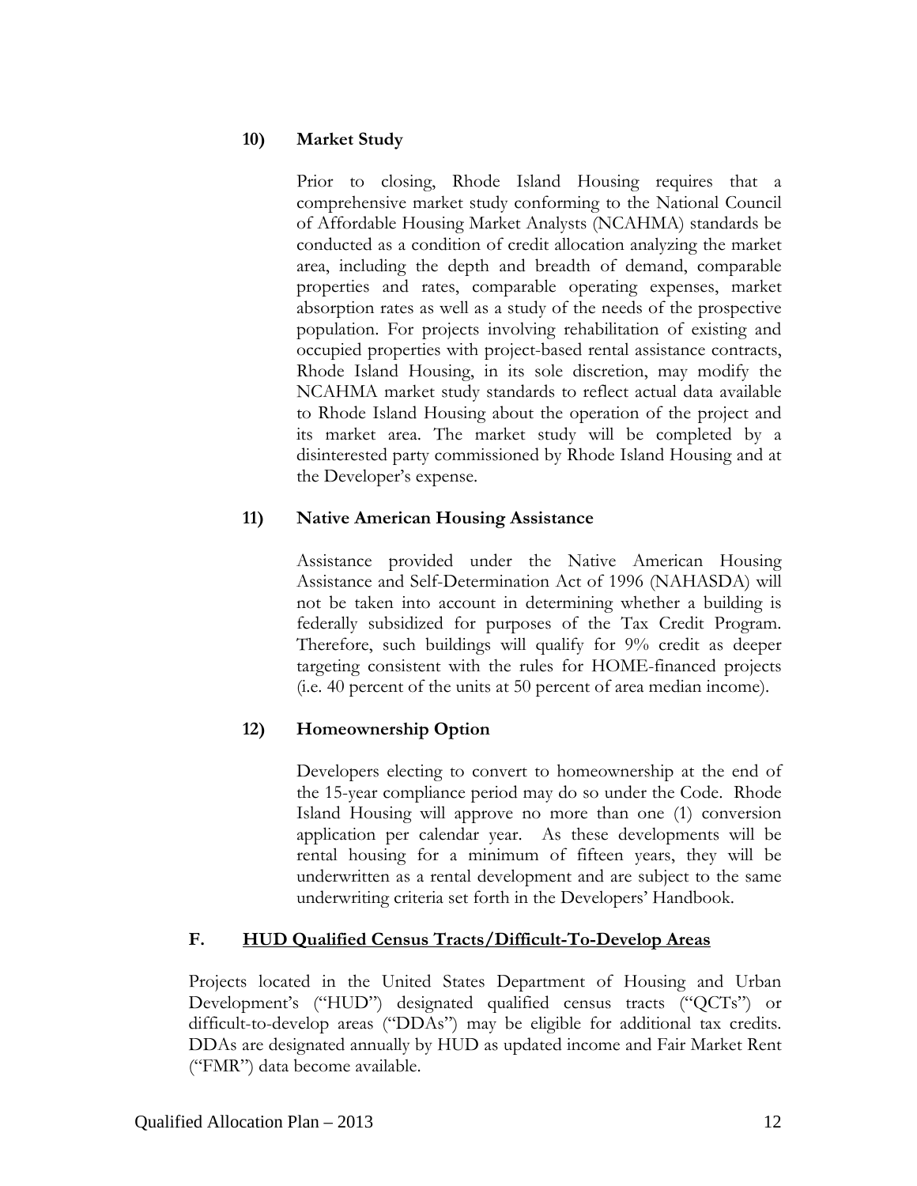### 10) Market Study

Prior to closing, Rhode Island Housing requires that a comprehensive market study conforming to the National Council of Affordable Housing Market Analysts (NCAHMA) standards be conducted as a condition of credit allocation analyzing the market area, including the depth and breadth of demand, comparable properties and rates, comparable operating expenses, market absorption rates as well as a study of the needs of the prospective population. For projects involving rehabilitation of existing and occupied properties with project-based rental assistance contracts, Rhode Island Housing, in its sole discretion, may modify the NCAHMA market study standards to reflect actual data available to Rhode Island Housing about the operation of the project and its market area. The market study will be completed by a disinterested party commissioned by Rhode Island Housing and at the Developer's expense.

### 11) Native American Housing Assistance

Assistance provided under the Native American Housing Assistance and Self-Determination Act of 1996 (NAHASDA) will not be taken into account in determining whether a building is federally subsidized for purposes of the Tax Credit Program. Therefore, such buildings will qualify for 9% credit as deeper targeting consistent with the rules for HOME-financed projects (i.e. 40 percent of the units at 50 percent of area median income).

### 12) Homeownership Option

Developers electing to convert to homeownership at the end of the 15-year compliance period may do so under the Code. Rhode Island Housing will approve no more than one (1) conversion application per calendar year. As these developments will be rental housing for a minimum of fifteen years, they will be underwritten as a rental development and are subject to the same underwriting criteria set forth in the Developers' Handbook.

## F. HUD Qualified Census Tracts/Difficult-To-Develop Areas

Projects located in the United States Department of Housing and Urban Development's ("HUD") designated qualified census tracts ("QCTs") or difficult-to-develop areas ("DDAs") may be eligible for additional tax credits. DDAs are designated annually by HUD as updated income and Fair Market Rent ("FMR") data become available.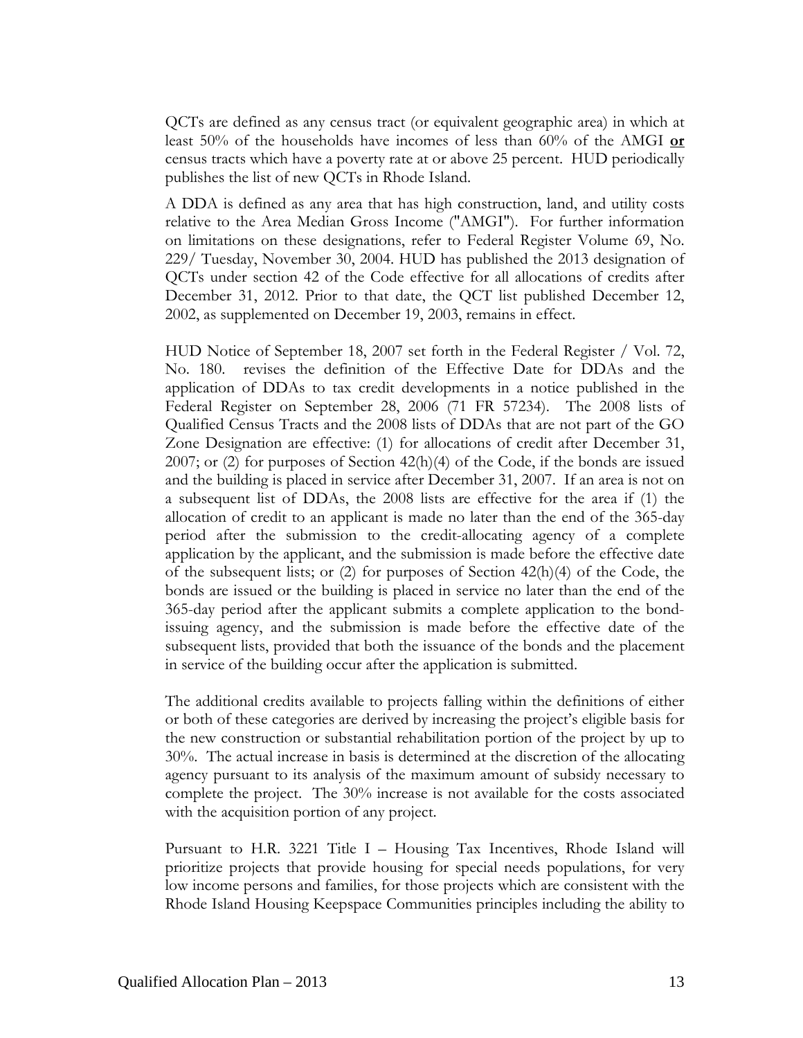QCTs are defined as any census tract (or equivalent geographic area) in which at least 50% of the households have incomes of less than 60% of the AMGI **or** census tracts which have a poverty rate at or above 25 percent. HUD periodically publishes the list of new QCTs in Rhode Island.

A DDA is defined as any area that has high construction, land, and utility costs relative to the Area Median Gross Income ("AMGI"). For further information on limitations on these designations, refer to Federal Register Volume 69, No. 229/ Tuesday, November 30, 2004. HUD has published the 2013 designation of QCTs under section 42 of the Code effective for all allocations of credits after December 31, 2012. Prior to that date, the QCT list published December 12, 2002, as supplemented on December 19, 2003, remains in effect.

HUD Notice of September 18, 2007 set forth in the Federal Register / Vol. 72, No. 180. revises the definition of the Effective Date for DDAs and the application of DDAs to tax credit developments in a notice published in the Federal Register on September 28, 2006 (71 FR 57234). The 2008 lists of Qualified Census Tracts and the 2008 lists of DDAs that are not part of the GO Zone Designation are effective: (1) for allocations of credit after December 31, 2007; or (2) for purposes of Section 42(h)(4) of the Code, if the bonds are issued and the building is placed in service after December 31, 2007. If an area is not on a subsequent list of DDAs, the 2008 lists are effective for the area if (1) the allocation of credit to an applicant is made no later than the end of the 365-day period after the submission to the credit-allocating agency of a complete application by the applicant, and the submission is made before the effective date of the subsequent lists; or (2) for purposes of Section 42(h)(4) of the Code, the bonds are issued or the building is placed in service no later than the end of the 365-day period after the applicant submits a complete application to the bond-issuing agency, and the submission is made before the effective date of the subsequent lists, provided that both the issuance of the bonds and the placement in service of the building occur after the application is submitted.

The additional credits available to projects falling within the definitions of either or both of these categories are derived by increasing the project's eligible basis for the new construction or substantial rehabilitation portion of the project by up to 30%. The actual increase in basis is determined at the discretion of the allocating agency pursuant to its analysis of the maximum amount of subsidy necessary to complete the project. The 30% increase is not available for the costs associated with the acquisition portion of any project.

Pursuant to H.R. 3221 Title I – Housing Tax Incentives, Rhode Island will prioritize projects that provide housing for special needs populations, for very low income persons and families, for those projects which are consistent with the Rhode Island Housing Keepspace Communities principles including the ability to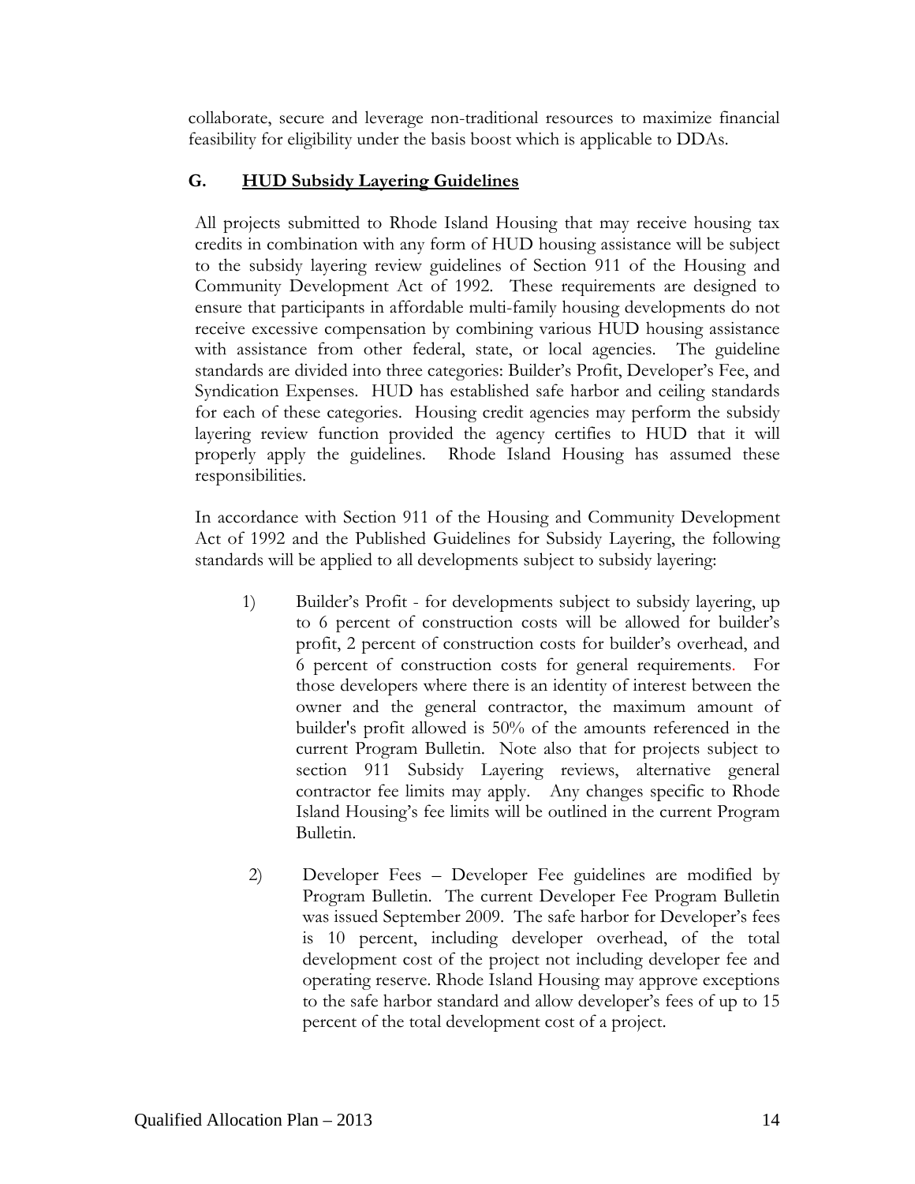collaborate, secure and leverage non-traditional resources to maximize financial feasibility for eligibility under the basis boost which is applicable to DDAs.

## G. HUD Subsidy Layering Guidelines

All projects submitted to Rhode Island Housing that may receive housing tax credits in combination with any form of HUD housing assistance will be subject to the subsidy layering review guidelines of Section 911 of the Housing and Community Development Act of 1992. These requirements are designed to ensure that participants in affordable multi-family housing developments do not receive excessive compensation by combining various HUD housing assistance with assistance from other federal, state, or local agencies. The guideline standards are divided into three categories: Builder's Profit, Developer's Fee, and Syndication Expenses. HUD has established safe harbor and ceiling standards for each of these categories. Housing credit agencies may perform the subsidy layering review function provided the agency certifies to HUD that it will properly apply the guidelines. Rhode Island Housing has assumed these responsibilities.

In accordance with Section 911 of the Housing and Community Development Act of 1992 and the Published Guidelines for Subsidy Layering, the following standards will be applied to all developments subject to subsidy layering:

1) Builder's Profit - for developments subject to subsidy layering, up to 6 percent of construction costs will be allowed for builder's profit, 2 percent of construction costs for builder's overhead, and 6 percent of construction costs for general requirements. For those developers where there is an identity of interest between the owner and the general contractor, the maximum amount of builder's profit allowed is 50% of the amounts referenced in the current Program Bulletin. Note also that for projects subject to section 911 Subsidy Layering reviews, alternative general contractor fee limits may apply. Any changes specific to Rhode Island Housing's fee limits will be outlined in the current Program Bulletin.

2) Developer Fees – Developer Fee guidelines are modified by Program Bulletin. The current Developer Fee Program Bulletin was issued September 2009. The safe harbor for Developer's fees is 10 percent, including developer overhead, of the total development cost of the project not including developer fee and operating reserve. Rhode Island Housing may approve exceptions to the safe harbor standard and allow developer's fees of up to 15 percent of the total development cost of a project.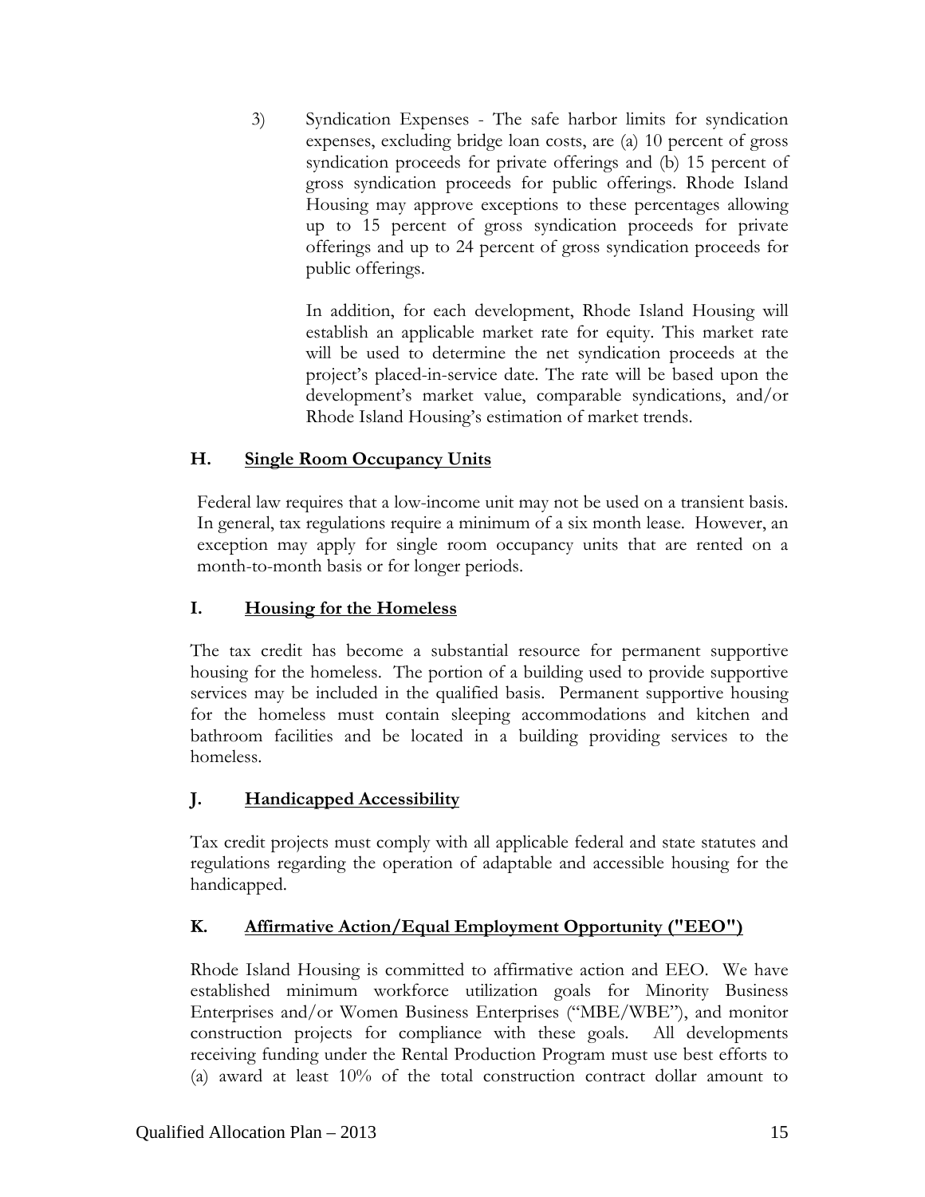3) Syndication Expenses - The safe harbor limits for syndication expenses, excluding bridge loan costs, are (a) 10 percent of gross syndication proceeds for private offerings and (b) 15 percent of gross syndication proceeds for public offerings. Rhode Island Housing may approve exceptions to these percentages allowing up to 15 percent of gross syndication proceeds for private offerings and up to 24 percent of gross syndication proceeds for public offerings.

   In addition, for each development, Rhode Island Housing will establish an applicable market rate for equity. This market rate will be used to determine the net syndication proceeds at the project's placed-in-service date. The rate will be based upon the development's market value, comparable syndications, and/or Rhode Island Housing's estimation of market trends.

### H. Single Room Occupancy Units

Federal law requires that a low-income unit may not be used on a transient basis. In general, tax regulations require a minimum of a six month lease. However, an exception may apply for single room occupancy units that are rented on a month-to-month basis or for longer periods.

### I. Housing for the Homeless

The tax credit has become a substantial resource for permanent supportive housing for the homeless. The portion of a building used to provide supportive services may be included in the qualified basis. Permanent supportive housing for the homeless must contain sleeping accommodations and kitchen and bathroom facilities and be located in a building providing services to the homeless.

### J. Handicapped Accessibility

Tax credit projects must comply with all applicable federal and state statutes and regulations regarding the operation of adaptable and accessible housing for the handicapped.

### K. Affirmative Action/Equal Employment Opportunity ("EEO")

Rhode Island Housing is committed to affirmative action and EEO. We have established minimum workforce utilization goals for Minority Business Enterprises and/or Women Business Enterprises ("MBE/WBE"), and monitor construction projects for compliance with these goals. All developments receiving funding under the Rental Production Program must use best efforts to (a) award at least 10% of the total construction contract dollar amount to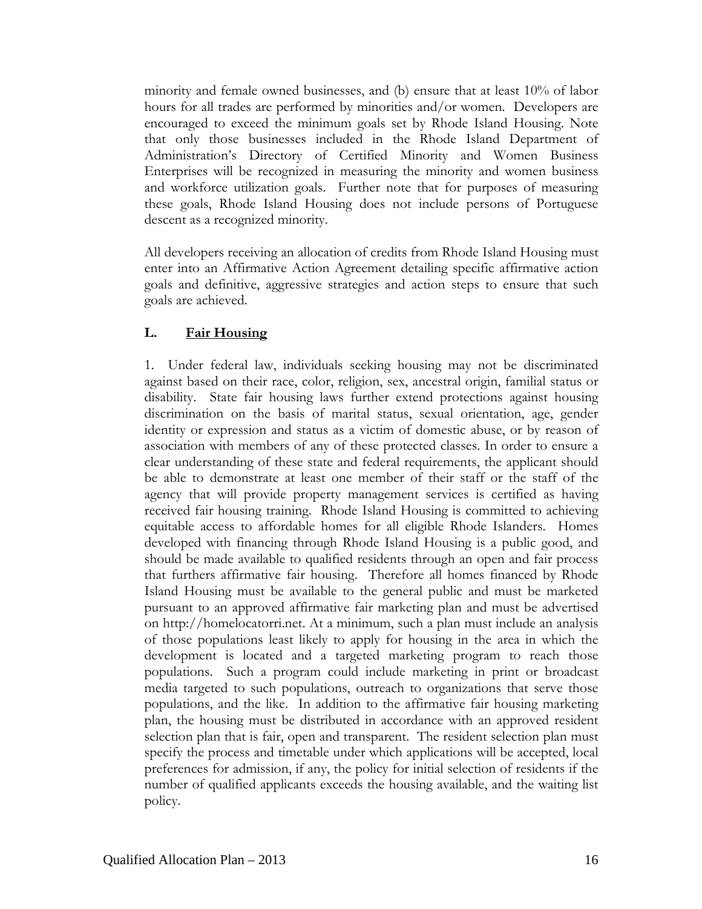minority and female owned businesses, and (b) ensure that at least 10% of labor hours for all trades are performed by minorities and/or women. Developers are encouraged to exceed the minimum goals set by Rhode Island Housing. Note that only those businesses included in the Rhode Island Department of Administration's Directory of Certified Minority and Women Business Enterprises will be recognized in measuring the minority and women business and workforce utilization goals. Further note that for purposes of measuring these goals, Rhode Island Housing does not include persons of Portuguese descent as a recognized minority.

All developers receiving an allocation of credits from Rhode Island Housing must enter into an Affirmative Action Agreement detailing specific affirmative action goals and definitive, aggressive strategies and action steps to ensure that such goals are achieved.

## L. <u>Fair Housing</u>

1. Under federal law, individuals seeking housing may not be discriminated against based on their race, color, religion, sex, ancestral origin, familial status or disability. State fair housing laws further extend protections against housing discrimination on the basis of marital status, sexual orientation, age, gender identity or expression and status as a victim of domestic abuse, or by reason of association with members of any of these protected classes. In order to ensure a clear understanding of these state and federal requirements, the applicant should be able to demonstrate at least one member of their staff or the staff of the agency that will provide property management services is certified as having received fair housing training. Rhode Island Housing is committed to achieving equitable access to affordable homes for all eligible Rhode Islanders. Homes developed with financing through Rhode Island Housing is a public good, and should be made available to qualified residents through an open and fair process that furthers affirmative fair housing. Therefore all homes financed by Rhode Island Housing must be available to the general public and must be marketed pursuant to an approved affirmative fair marketing plan and must be advertised on http://homelocatorri.net. At a minimum, such a plan must include an analysis of those populations least likely to apply for housing in the area in which the development is located and a targeted marketing program to reach those populations. Such a program could include marketing in print or broadcast media targeted to such populations, outreach to organizations that serve those populations, and the like. In addition to the affirmative fair housing marketing plan, the housing must be distributed in accordance with an approved resident selection plan that is fair, open and transparent. The resident selection plan must specify the process and timetable under which applications will be accepted, local preferences for admission, if any, the policy for initial selection of residents if the number of qualified applicants exceeds the housing available, and the waiting list policy.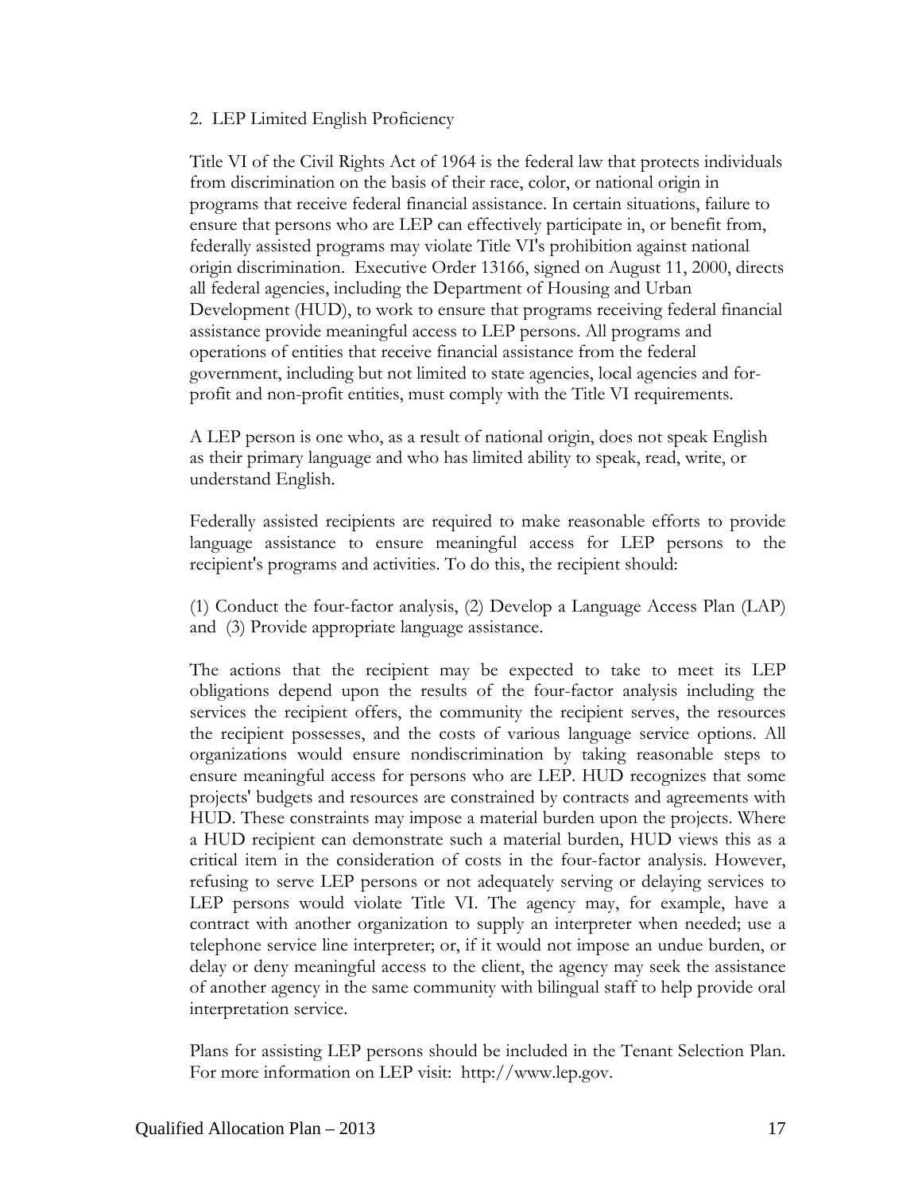## 2. LEP Limited English Proficiency

Title VI of the Civil Rights Act of 1964 is the federal law that protects individuals from discrimination on the basis of their race, color, or national origin in programs that receive federal financial assistance. In certain situations, failure to ensure that persons who are LEP can effectively participate in, or benefit from, federally assisted programs may violate Title VI's prohibition against national origin discrimination. Executive Order 13166, signed on August 11, 2000, directs all federal agencies, including the Department of Housing and Urban Development (HUD), to work to ensure that programs receiving federal financial assistance provide meaningful access to LEP persons. All programs and operations of entities that receive financial assistance from the federal government, including but not limited to state agencies, local agencies and for-profit and non-profit entities, must comply with the Title VI requirements.

A LEP person is one who, as a result of national origin, does not speak English as their primary language and who has limited ability to speak, read, write, or understand English.

Federally assisted recipients are required to make reasonable efforts to provide language assistance to ensure meaningful access for LEP persons to the recipient's programs and activities. To do this, the recipient should:

(1) Conduct the four-factor analysis, (2) Develop a Language Access Plan (LAP) and (3) Provide appropriate language assistance.

The actions that the recipient may be expected to take to meet its LEP obligations depend upon the results of the four-factor analysis including the services the recipient offers, the community the recipient serves, the resources the recipient possesses, and the costs of various language service options. All organizations would ensure nondiscrimination by taking reasonable steps to ensure meaningful access for persons who are LEP. HUD recognizes that some projects' budgets and resources are constrained by contracts and agreements with HUD. These constraints may impose a material burden upon the projects. Where a HUD recipient can demonstrate such a material burden, HUD views this as a critical item in the consideration of costs in the four-factor analysis. However, refusing to serve LEP persons or not adequately serving or delaying services to LEP persons would violate Title VI. The agency may, for example, have a contract with another organization to supply an interpreter when needed; use a telephone service line interpreter; or, if it would not impose an undue burden, or delay or deny meaningful access to the client, the agency may seek the assistance of another agency in the same community with bilingual staff to help provide oral interpretation service.

Plans for assisting LEP persons should be included in the Tenant Selection Plan. For more information on LEP visit: http://www.lep.gov.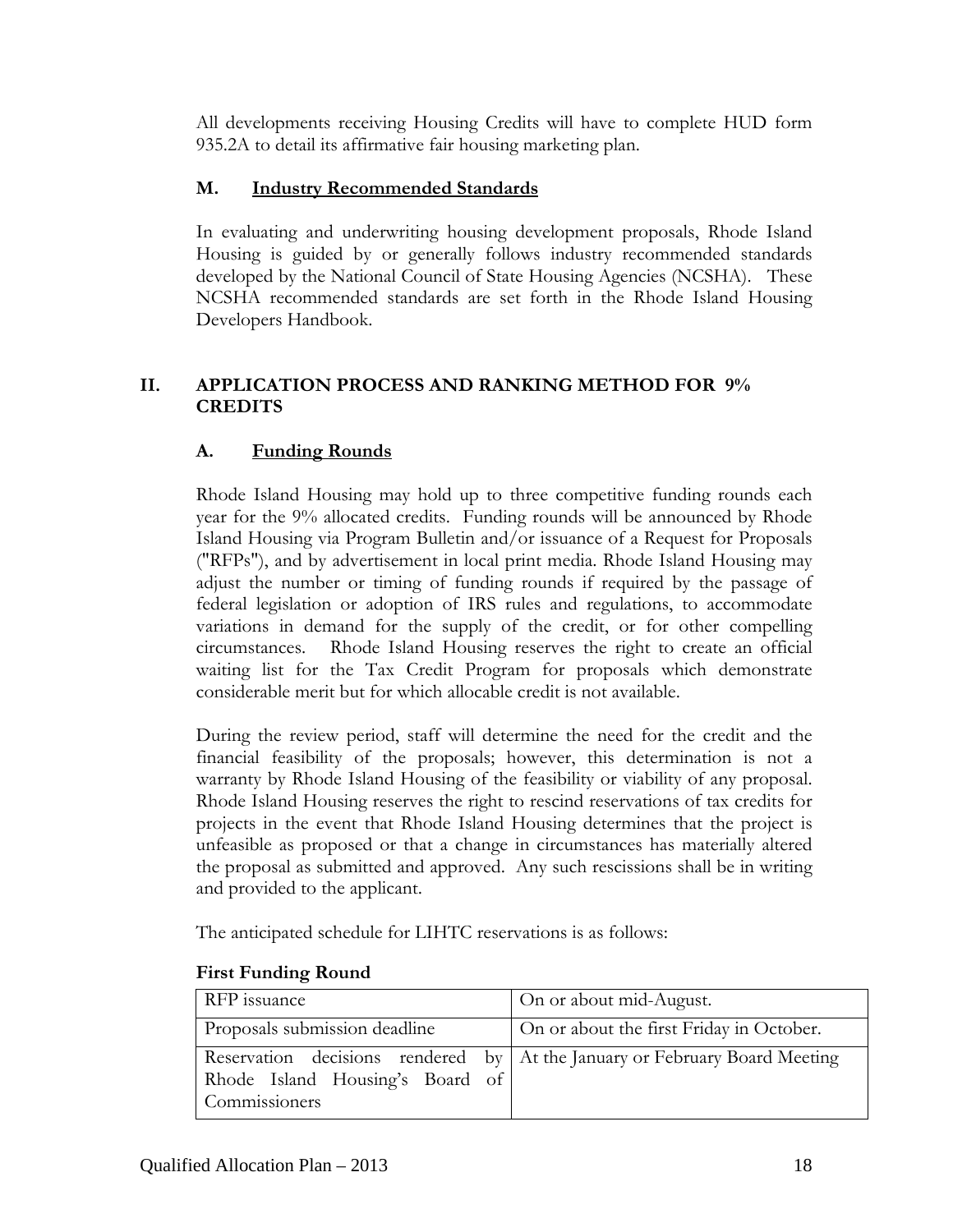All developments receiving Housing Credits will have to complete HUD form 935.2A to detail its affirmative fair housing marketing plan.

### M. Industry Recommended Standards

In evaluating and underwriting housing development proposals, Rhode Island Housing is guided by or generally follows industry recommended standards developed by the National Council of State Housing Agencies (NCSHA). These NCSHA recommended standards are set forth in the Rhode Island Housing Developers Handbook.

## II. APPLICATION PROCESS AND RANKING METHOD FOR 9% CREDITS

### A. Funding Rounds

Rhode Island Housing may hold up to three competitive funding rounds each year for the 9% allocated credits. Funding rounds will be announced by Rhode Island Housing via Program Bulletin and/or issuance of a Request for Proposals ("RFPs"), and by advertisement in local print media. Rhode Island Housing may adjust the number or timing of funding rounds if required by the passage of federal legislation or adoption of IRS rules and regulations, to accommodate variations in demand for the supply of the credit, or for other compelling circumstances. Rhode Island Housing reserves the right to create an official waiting list for the Tax Credit Program for proposals which demonstrate considerable merit but for which allocable credit is not available.

During the review period, staff will determine the need for the credit and the financial feasibility of the proposals; however, this determination is not a warranty by Rhode Island Housing of the feasibility or viability of any proposal. Rhode Island Housing reserves the right to rescind reservations of tax credits for projects in the event that Rhode Island Housing determines that the project is unfeasible as proposed or that a change in circumstances has materially altered the proposal as submitted and approved. Any such rescissions shall be in writing and provided to the applicant.

The anticipated schedule for LIHTC reservations is as follows:

**First Funding Round**

| | |
|---|---|
| RFP issuance | On or about mid-August. |
| Proposals submission deadline | On or about the first Friday in October. |
| Reservation decisions rendered by Rhode Island Housing's Board of Commissioners | At the January or February Board Meeting |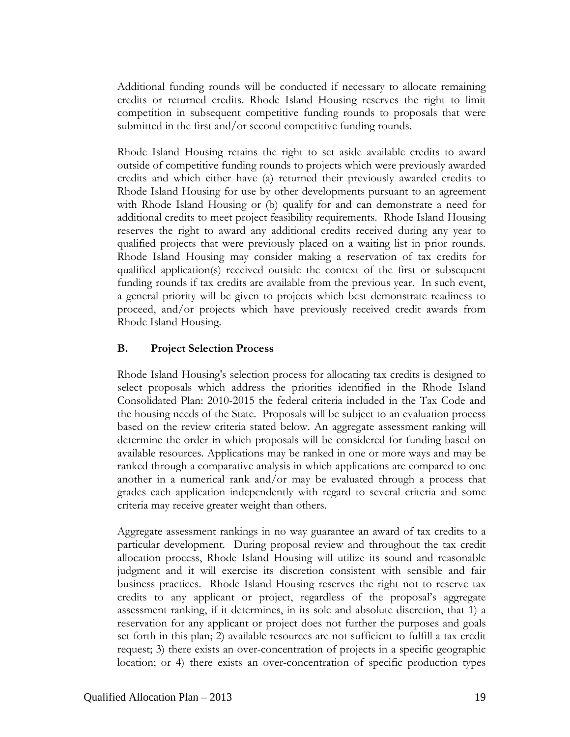Additional funding rounds will be conducted if necessary to allocate remaining credits or returned credits. Rhode Island Housing reserves the right to limit competition in subsequent competitive funding rounds to proposals that were submitted in the first and/or second competitive funding rounds.

Rhode Island Housing retains the right to set aside available credits to award outside of competitive funding rounds to projects which were previously awarded credits and which either have (a) returned their previously awarded credits to Rhode Island Housing for use by other developments pursuant to an agreement with Rhode Island Housing or (b) qualify for and can demonstrate a need for additional credits to meet project feasibility requirements. Rhode Island Housing reserves the right to award any additional credits received during any year to qualified projects that were previously placed on a waiting list in prior rounds. Rhode Island Housing may consider making a reservation of tax credits for qualified application(s) received outside the context of the first or subsequent funding rounds if tax credits are available from the previous year. In such event, a general priority will be given to projects which best demonstrate readiness to proceed, and/or projects which have previously received credit awards from Rhode Island Housing.

### B. <u>Project Selection Process</u>

Rhode Island Housing's selection process for allocating tax credits is designed to select proposals which address the priorities identified in the Rhode Island Consolidated Plan: 2010-2015 the federal criteria included in the Tax Code and the housing needs of the State. Proposals will be subject to an evaluation process based on the review criteria stated below. An aggregate assessment ranking will determine the order in which proposals will be considered for funding based on available resources. Applications may be ranked in one or more ways and may be ranked through a comparative analysis in which applications are compared to one another in a numerical rank and/or may be evaluated through a process that grades each application independently with regard to several criteria and some criteria may receive greater weight than others.

Aggregate assessment rankings in no way guarantee an award of tax credits to a particular development. During proposal review and throughout the tax credit allocation process, Rhode Island Housing will utilize its sound and reasonable judgment and it will exercise its discretion consistent with sensible and fair business practices. Rhode Island Housing reserves the right not to reserve tax credits to any applicant or project, regardless of the proposal's aggregate assessment ranking, if it determines, in its sole and absolute discretion, that 1) a reservation for any applicant or project does not further the purposes and goals set forth in this plan; 2) available resources are not sufficient to fulfill a tax credit request; 3) there exists an over-concentration of projects in a specific geographic location; or 4) there exists an over-concentration of specific production types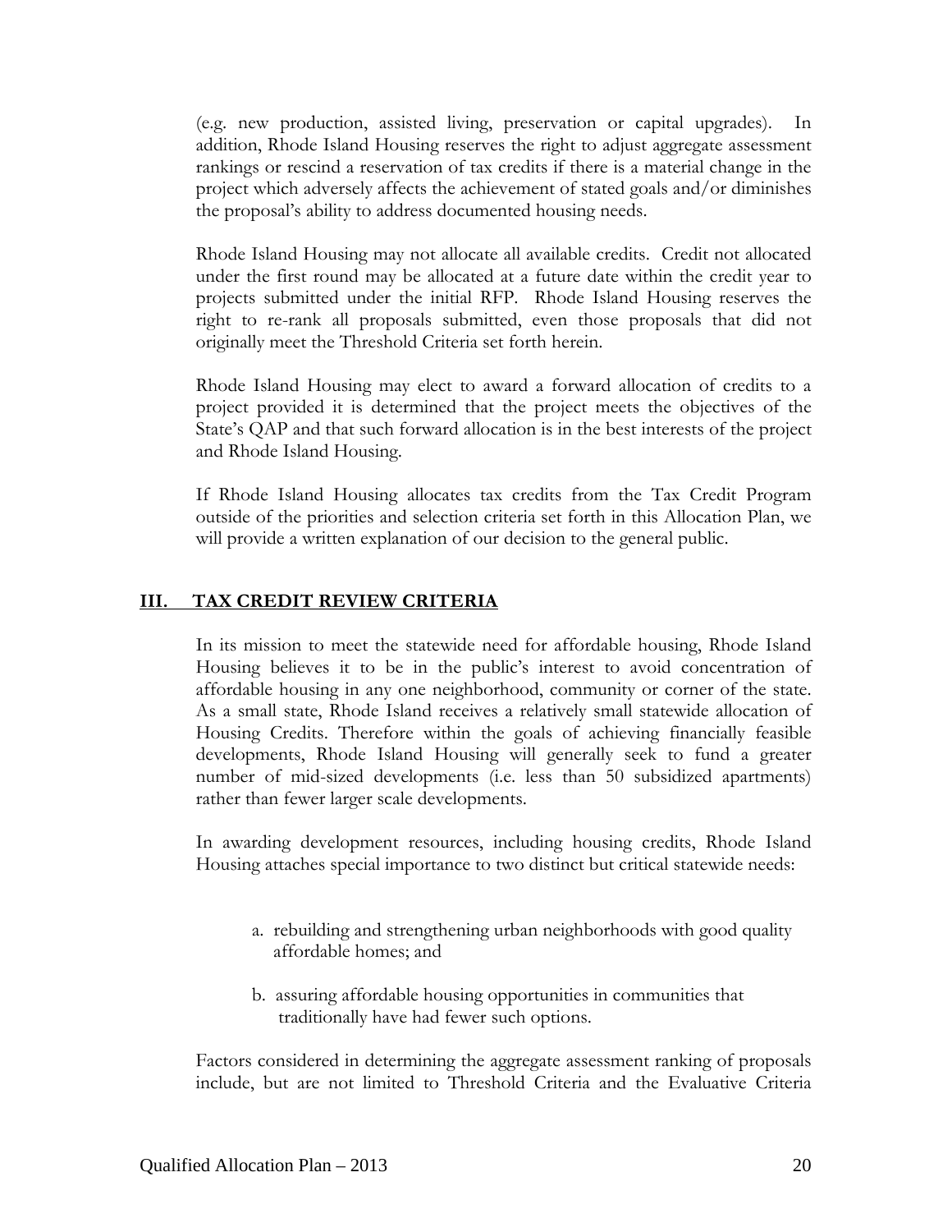(e.g. new production, assisted living, preservation or capital upgrades). In addition, Rhode Island Housing reserves the right to adjust aggregate assessment rankings or rescind a reservation of tax credits if there is a material change in the project which adversely affects the achievement of stated goals and/or diminishes the proposal's ability to address documented housing needs.

Rhode Island Housing may not allocate all available credits. Credit not allocated under the first round may be allocated at a future date within the credit year to projects submitted under the initial RFP. Rhode Island Housing reserves the right to re-rank all proposals submitted, even those proposals that did not originally meet the Threshold Criteria set forth herein.

Rhode Island Housing may elect to award a forward allocation of credits to a project provided it is determined that the project meets the objectives of the State's QAP and that such forward allocation is in the best interests of the project and Rhode Island Housing.

If Rhode Island Housing allocates tax credits from the Tax Credit Program outside of the priorities and selection criteria set forth in this Allocation Plan, we will provide a written explanation of our decision to the general public.

## III. TAX CREDIT REVIEW CRITERIA

In its mission to meet the statewide need for affordable housing, Rhode Island Housing believes it to be in the public's interest to avoid concentration of affordable housing in any one neighborhood, community or corner of the state. As a small state, Rhode Island receives a relatively small statewide allocation of Housing Credits. Therefore within the goals of achieving financially feasible developments, Rhode Island Housing will generally seek to fund a greater number of mid-sized developments (i.e. less than 50 subsidized apartments) rather than fewer larger scale developments.

In awarding development resources, including housing credits, Rhode Island Housing attaches special importance to two distinct but critical statewide needs:

a. rebuilding and strengthening urban neighborhoods with good quality affordable homes; and

b. assuring affordable housing opportunities in communities that traditionally have had fewer such options.

Factors considered in determining the aggregate assessment ranking of proposals include, but are not limited to Threshold Criteria and the Evaluative Criteria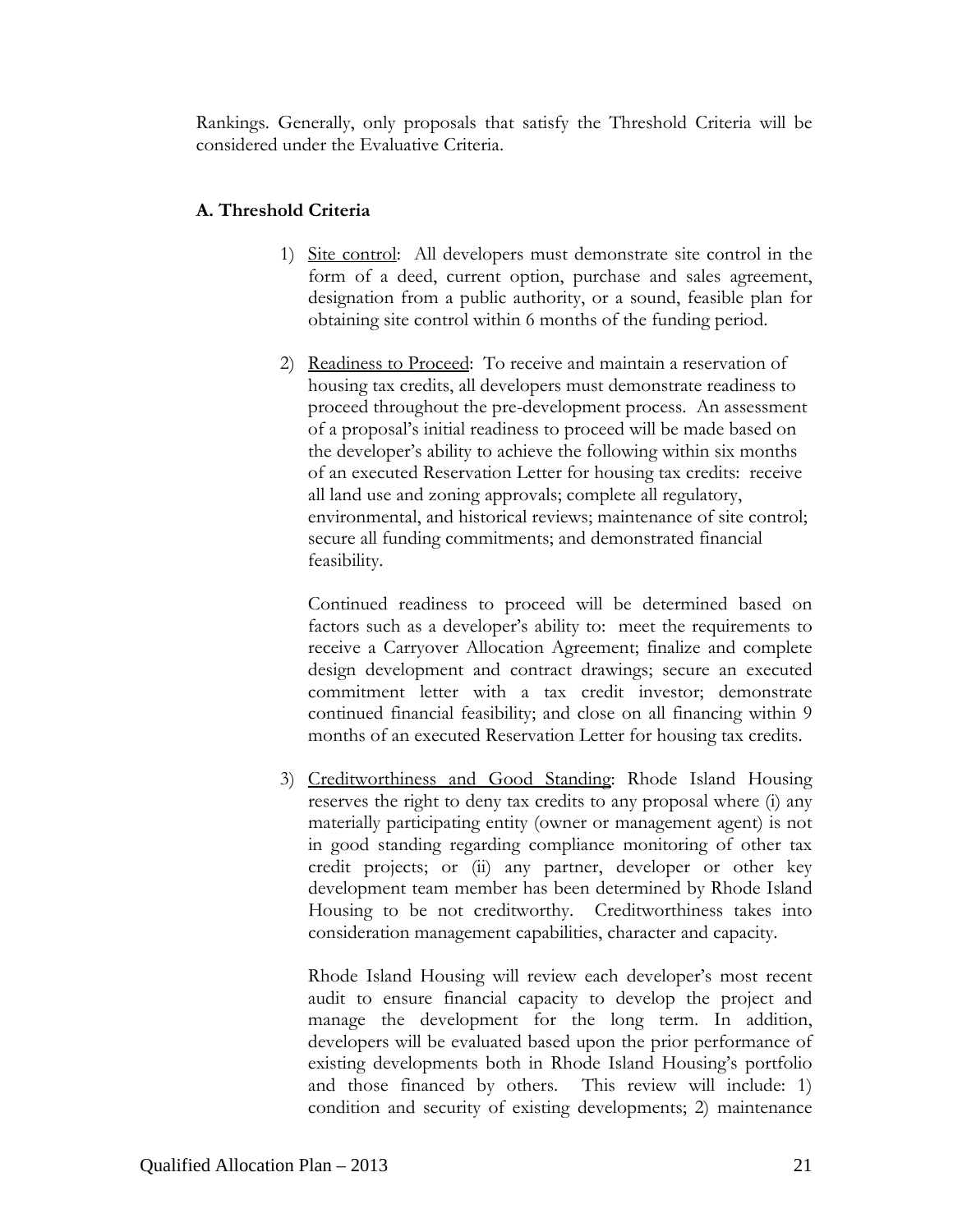Rankings. Generally, only proposals that satisfy the Threshold Criteria will be considered under the Evaluative Criteria.

**A. Threshold Criteria**

1) Site control: All developers must demonstrate site control in the form of a deed, current option, purchase and sales agreement, designation from a public authority, or a sound, feasible plan for obtaining site control within 6 months of the funding period.

2) Readiness to Proceed: To receive and maintain a reservation of housing tax credits, all developers must demonstrate readiness to proceed throughout the pre-development process. An assessment of a proposal's initial readiness to proceed will be made based on the developer's ability to achieve the following within six months of an executed Reservation Letter for housing tax credits: receive all land use and zoning approvals; complete all regulatory, environmental, and historical reviews; maintenance of site control; secure all funding commitments; and demonstrated financial feasibility.

   Continued readiness to proceed will be determined based on factors such as a developer's ability to: meet the requirements to receive a Carryover Allocation Agreement; finalize and complete design development and contract drawings; secure an executed commitment letter with a tax credit investor; demonstrate continued financial feasibility; and close on all financing within 9 months of an executed Reservation Letter for housing tax credits.

3) Creditworthiness and Good Standing: Rhode Island Housing reserves the right to deny tax credits to any proposal where (i) any materially participating entity (owner or management agent) is not in good standing regarding compliance monitoring of other tax credit projects; or (ii) any partner, developer or other key development team member has been determined by Rhode Island Housing to be not creditworthy. Creditworthiness takes into consideration management capabilities, character and capacity.

   Rhode Island Housing will review each developer's most recent audit to ensure financial capacity to develop the project and manage the development for the long term. In addition, developers will be evaluated based upon the prior performance of existing developments both in Rhode Island Housing's portfolio and those financed by others. This review will include: 1) condition and security of existing developments; 2) maintenance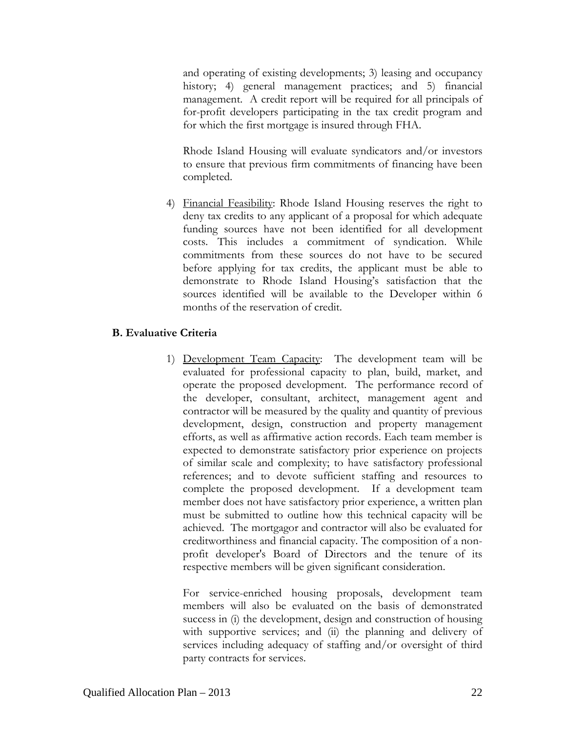and operating of existing developments; 3) leasing and occupancy history; 4) general management practices; and 5) financial management. A credit report will be required for all principals of for-profit developers participating in the tax credit program and for which the first mortgage is insured through FHA.

Rhode Island Housing will evaluate syndicators and/or investors to ensure that previous firm commitments of financing have been completed.

4) Financial Feasibility: Rhode Island Housing reserves the right to deny tax credits to any applicant of a proposal for which adequate funding sources have not been identified for all development costs. This includes a commitment of syndication. While commitments from these sources do not have to be secured before applying for tax credits, the applicant must be able to demonstrate to Rhode Island Housing's satisfaction that the sources identified will be available to the Developer within 6 months of the reservation of credit.

**B. Evaluative Criteria**

1) Development Team Capacity: The development team will be evaluated for professional capacity to plan, build, market, and operate the proposed development. The performance record of the developer, consultant, architect, management agent and contractor will be measured by the quality and quantity of previous development, design, construction and property management efforts, as well as affirmative action records. Each team member is expected to demonstrate satisfactory prior experience on projects of similar scale and complexity; to have satisfactory professional references; and to devote sufficient staffing and resources to complete the proposed development. If a development team member does not have satisfactory prior experience, a written plan must be submitted to outline how this technical capacity will be achieved. The mortgagor and contractor will also be evaluated for creditworthiness and financial capacity. The composition of a non-profit developer's Board of Directors and the tenure of its respective members will be given significant consideration.

For service-enriched housing proposals, development team members will also be evaluated on the basis of demonstrated success in (i) the development, design and construction of housing with supportive services; and (ii) the planning and delivery of services including adequacy of staffing and/or oversight of third party contracts for services.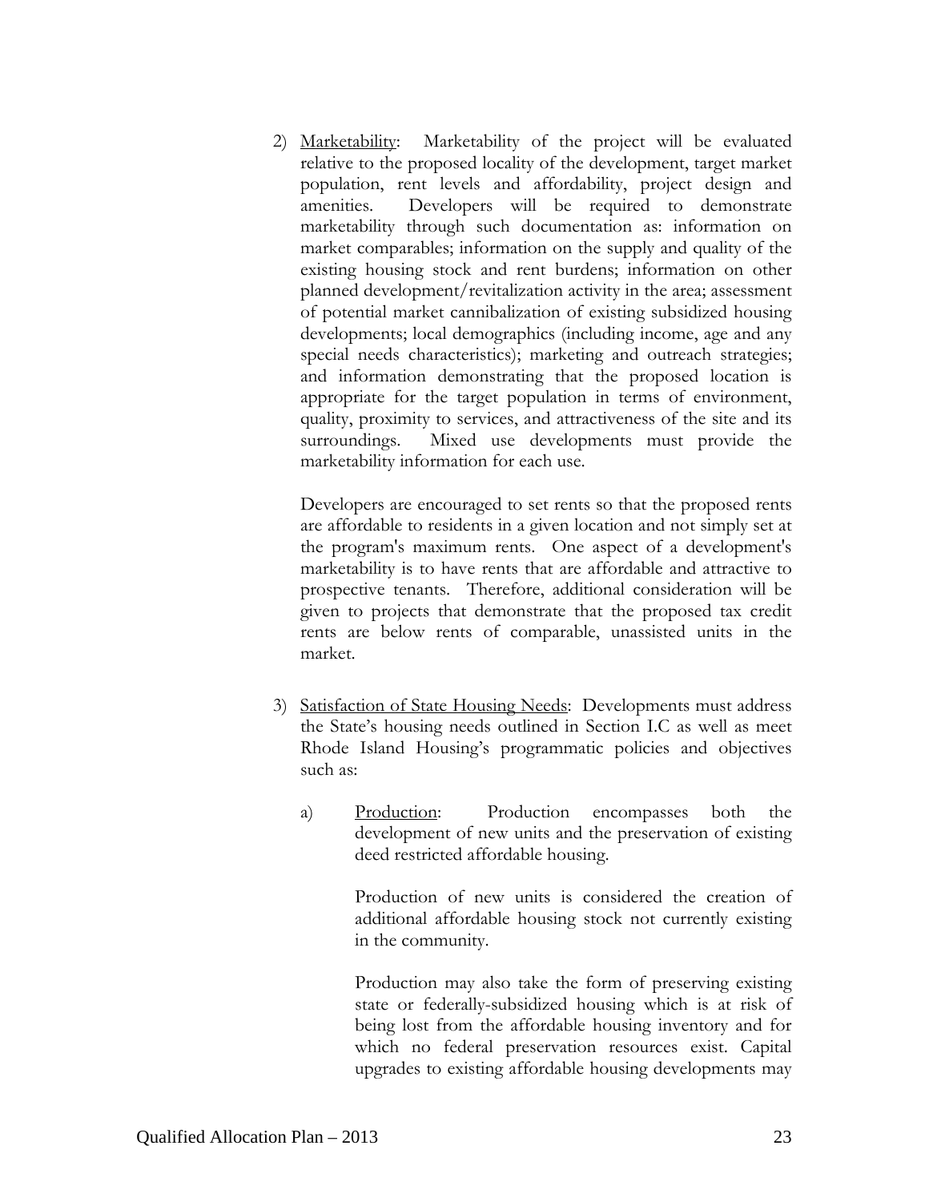2) <u>Marketability</u>: Marketability of the project will be evaluated relative to the proposed locality of the development, target market population, rent levels and affordability, project design and amenities. Developers will be required to demonstrate marketability through such documentation as: information on market comparables; information on the supply and quality of the existing housing stock and rent burdens; information on other planned development/revitalization activity in the area; assessment of potential market cannibalization of existing subsidized housing developments; local demographics (including income, age and any special needs characteristics); marketing and outreach strategies; and information demonstrating that the proposed location is appropriate for the target population in terms of environment, quality, proximity to services, and attractiveness of the site and its surroundings. Mixed use developments must provide the marketability information for each use.

   Developers are encouraged to set rents so that the proposed rents are affordable to residents in a given location and not simply set at the program's maximum rents. One aspect of a development's marketability is to have rents that are affordable and attractive to prospective tenants. Therefore, additional consideration will be given to projects that demonstrate that the proposed tax credit rents are below rents of comparable, unassisted units in the market.

3) <u>Satisfaction of State Housing Needs</u>: Developments must address the State's housing needs outlined in Section I.C as well as meet Rhode Island Housing's programmatic policies and objectives such as:

   a) <u>Production</u>: Production encompasses both the development of new units and the preservation of existing deed restricted affordable housing.

      Production of new units is considered the creation of additional affordable housing stock not currently existing in the community.

      Production may also take the form of preserving existing state or federally-subsidized housing which is at risk of being lost from the affordable housing inventory and for which no federal preservation resources exist. Capital upgrades to existing affordable housing developments may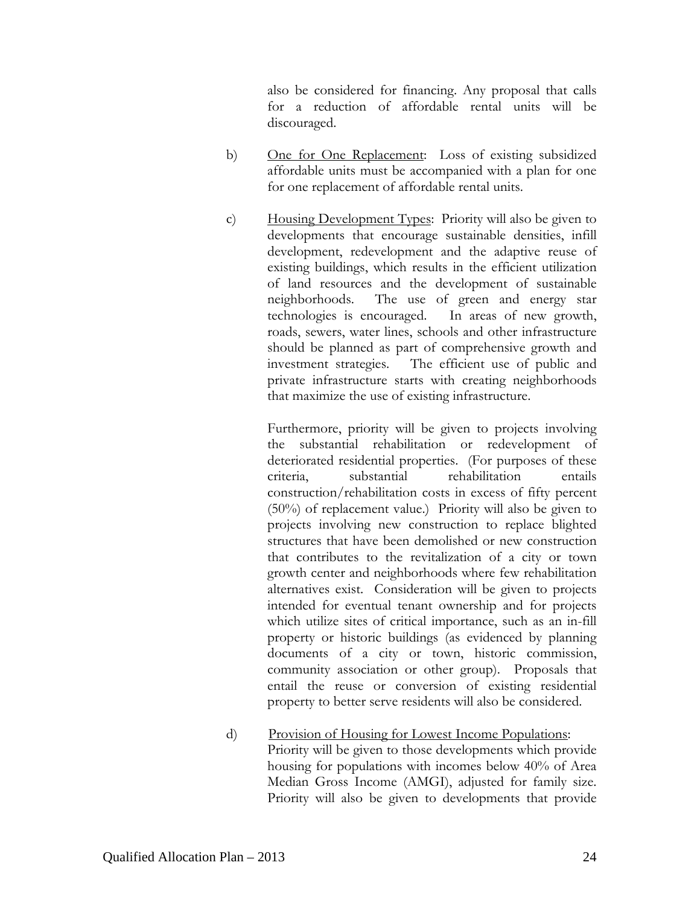also be considered for financing. Any proposal that calls for a reduction of affordable rental units will be discouraged.

b) One for One Replacement: Loss of existing subsidized affordable units must be accompanied with a plan for one for one replacement of affordable rental units.

c) Housing Development Types: Priority will also be given to developments that encourage sustainable densities, infill development, redevelopment and the adaptive reuse of existing buildings, which results in the efficient utilization of land resources and the development of sustainable neighborhoods. The use of green and energy star technologies is encouraged. In areas of new growth, roads, sewers, water lines, schools and other infrastructure should be planned as part of comprehensive growth and investment strategies. The efficient use of public and private infrastructure starts with creating neighborhoods that maximize the use of existing infrastructure.

Furthermore, priority will be given to projects involving the substantial rehabilitation or redevelopment of deteriorated residential properties. (For purposes of these criteria, substantial rehabilitation entails construction/rehabilitation costs in excess of fifty percent (50%) of replacement value.) Priority will also be given to projects involving new construction to replace blighted structures that have been demolished or new construction that contributes to the revitalization of a city or town growth center and neighborhoods where few rehabilitation alternatives exist. Consideration will be given to projects intended for eventual tenant ownership and for projects which utilize sites of critical importance, such as an in-fill property or historic buildings (as evidenced by planning documents of a city or town, historic commission, community association or other group). Proposals that entail the reuse or conversion of existing residential property to better serve residents will also be considered.

d) Provision of Housing for Lowest Income Populations: Priority will be given to those developments which provide housing for populations with incomes below 40% of Area Median Gross Income (AMGI), adjusted for family size. Priority will also be given to developments that provide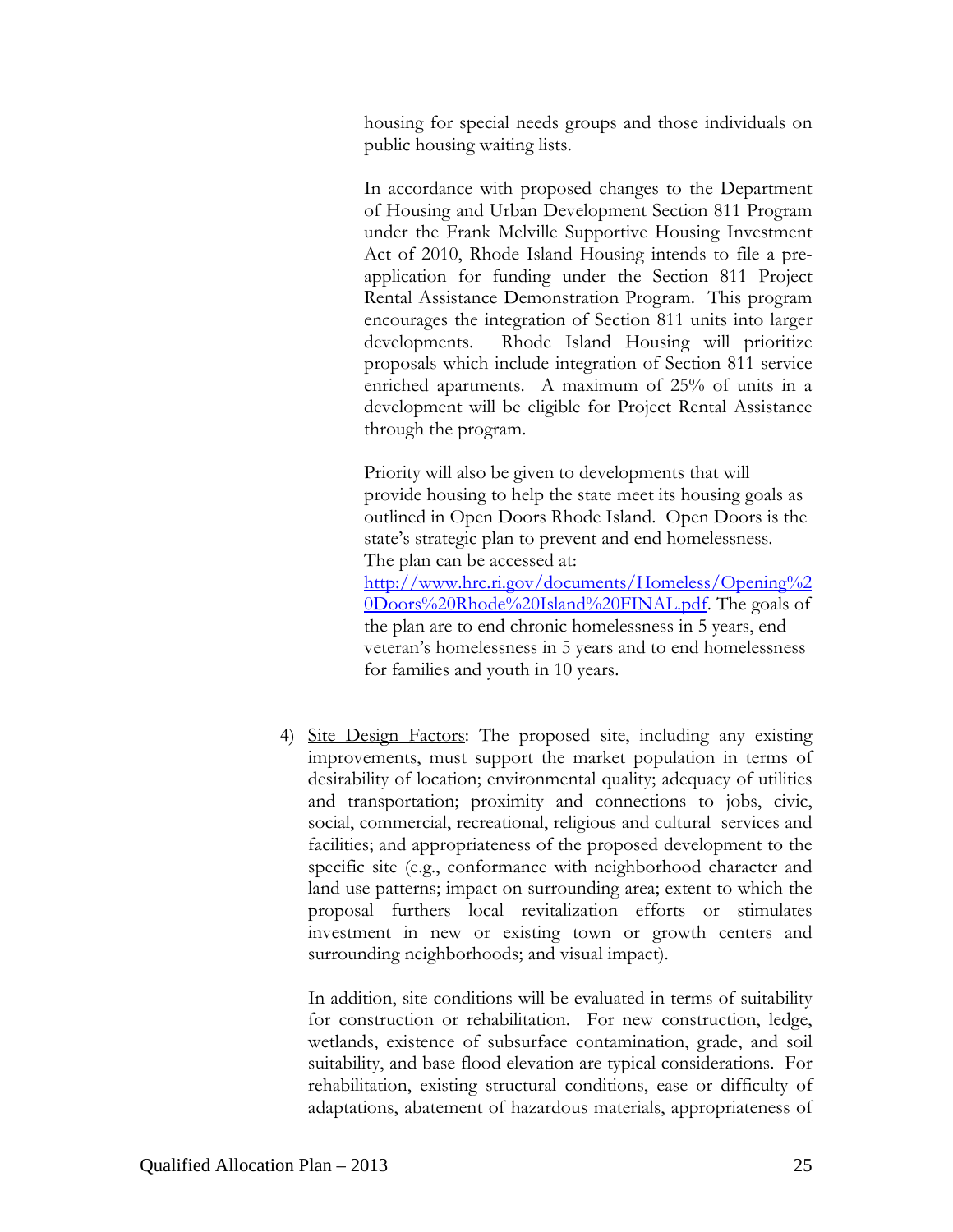housing for special needs groups and those individuals on public housing waiting lists.

In accordance with proposed changes to the Department of Housing and Urban Development Section 811 Program under the Frank Melville Supportive Housing Investment Act of 2010, Rhode Island Housing intends to file a pre-application for funding under the Section 811 Project Rental Assistance Demonstration Program. This program encourages the integration of Section 811 units into larger developments. Rhode Island Housing will prioritize proposals which include integration of Section 811 service enriched apartments. A maximum of 25% of units in a development will be eligible for Project Rental Assistance through the program.

Priority will also be given to developments that will provide housing to help the state meet its housing goals as outlined in Open Doors Rhode Island. Open Doors is the state's strategic plan to prevent and end homelessness. The plan can be accessed at: [http://www.hrc.ri.gov/documents/Homeless/Opening%20Doors%20Rhode%20Island%20FINAL.pdf](http://www.hrc.ri.gov/documents/Homeless/Opening%20Doors%20Rhode%20Island%20FINAL.pdf). The goals of the plan are to end chronic homelessness in 5 years, end veteran's homelessness in 5 years and to end homelessness for families and youth in 10 years.

4) Site Design Factors: The proposed site, including any existing improvements, must support the market population in terms of desirability of location; environmental quality; adequacy of utilities and transportation; proximity and connections to jobs, civic, social, commercial, recreational, religious and cultural services and facilities; and appropriateness of the proposed development to the specific site (e.g., conformance with neighborhood character and land use patterns; impact on surrounding area; extent to which the proposal furthers local revitalization efforts or stimulates investment in new or existing town or growth centers and surrounding neighborhoods; and visual impact).

   In addition, site conditions will be evaluated in terms of suitability for construction or rehabilitation. For new construction, ledge, wetlands, existence of subsurface contamination, grade, and soil suitability, and base flood elevation are typical considerations. For rehabilitation, existing structural conditions, ease or difficulty of adaptations, abatement of hazardous materials, appropriateness of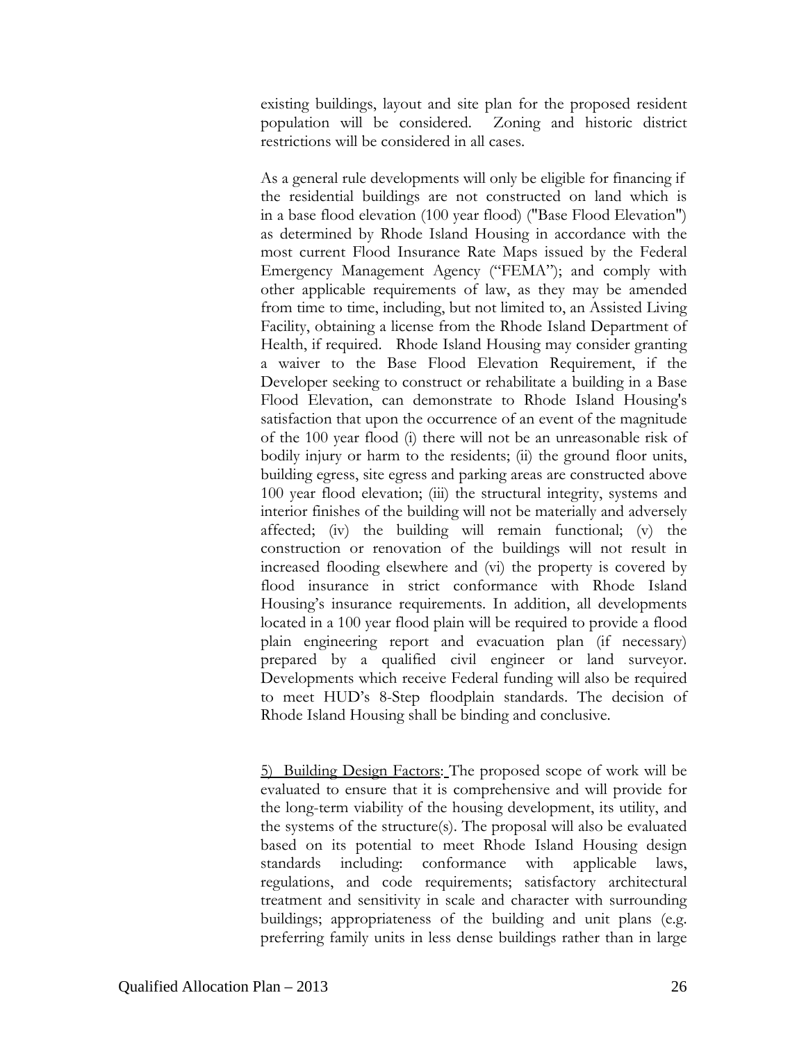existing buildings, layout and site plan for the proposed resident population will be considered. Zoning and historic district restrictions will be considered in all cases.

As a general rule developments will only be eligible for financing if the residential buildings are not constructed on land which is in a base flood elevation (100 year flood) ("Base Flood Elevation") as determined by Rhode Island Housing in accordance with the most current Flood Insurance Rate Maps issued by the Federal Emergency Management Agency ("FEMA"); and comply with other applicable requirements of law, as they may be amended from time to time, including, but not limited to, an Assisted Living Facility, obtaining a license from the Rhode Island Department of Health, if required. Rhode Island Housing may consider granting a waiver to the Base Flood Elevation Requirement, if the Developer seeking to construct or rehabilitate a building in a Base Flood Elevation, can demonstrate to Rhode Island Housing's satisfaction that upon the occurrence of an event of the magnitude of the 100 year flood (i) there will not be an unreasonable risk of bodily injury or harm to the residents; (ii) the ground floor units, building egress, site egress and parking areas are constructed above 100 year flood elevation; (iii) the structural integrity, systems and interior finishes of the building will not be materially and adversely affected; (iv) the building will remain functional; (v) the construction or renovation of the buildings will not result in increased flooding elsewhere and (vi) the property is covered by flood insurance in strict conformance with Rhode Island Housing's insurance requirements. In addition, all developments located in a 100 year flood plain will be required to provide a flood plain engineering report and evacuation plan (if necessary) prepared by a qualified civil engineer or land surveyor. Developments which receive Federal funding will also be required to meet HUD's 8-Step floodplain standards. The decision of Rhode Island Housing shall be binding and conclusive.

<u>5) Building Design Factors</u>: The proposed scope of work will be evaluated to ensure that it is comprehensive and will provide for the long-term viability of the housing development, its utility, and the systems of the structure(s). The proposal will also be evaluated based on its potential to meet Rhode Island Housing design standards including: conformance with applicable laws, regulations, and code requirements; satisfactory architectural treatment and sensitivity in scale and character with surrounding buildings; appropriateness of the building and unit plans (e.g. preferring family units in less dense buildings rather than in large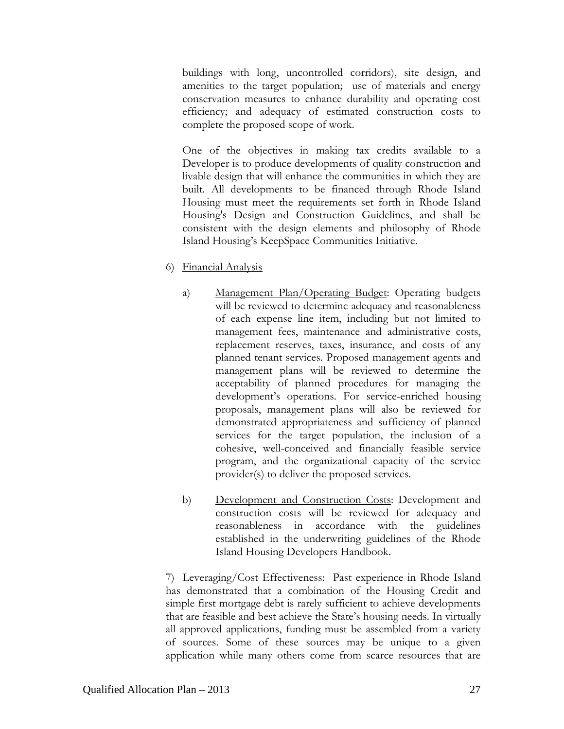buildings with long, uncontrolled corridors), site design, and amenities to the target population; use of materials and energy conservation measures to enhance durability and operating cost efficiency; and adequacy of estimated construction costs to complete the proposed scope of work.

One of the objectives in making tax credits available to a Developer is to produce developments of quality construction and livable design that will enhance the communities in which they are built. All developments to be financed through Rhode Island Housing must meet the requirements set forth in Rhode Island Housing's Design and Construction Guidelines, and shall be consistent with the design elements and philosophy of Rhode Island Housing's KeepSpace Communities Initiative.

6) Financial Analysis

a) Management Plan/Operating Budget: Operating budgets will be reviewed to determine adequacy and reasonableness of each expense line item, including but not limited to management fees, maintenance and administrative costs, replacement reserves, taxes, insurance, and costs of any planned tenant services. Proposed management agents and management plans will be reviewed to determine the acceptability of planned procedures for managing the development's operations. For service-enriched housing proposals, management plans will also be reviewed for demonstrated appropriateness and sufficiency of planned services for the target population, the inclusion of a cohesive, well-conceived and financially feasible service program, and the organizational capacity of the service provider(s) to deliver the proposed services.

b) Development and Construction Costs: Development and construction costs will be reviewed for adequacy and reasonableness in accordance with the guidelines established in the underwriting guidelines of the Rhode Island Housing Developers Handbook.

7) Leveraging/Cost Effectiveness: Past experience in Rhode Island has demonstrated that a combination of the Housing Credit and simple first mortgage debt is rarely sufficient to achieve developments that are feasible and best achieve the State's housing needs. In virtually all approved applications, funding must be assembled from a variety of sources. Some of these sources may be unique to a given application while many others come from scarce resources that are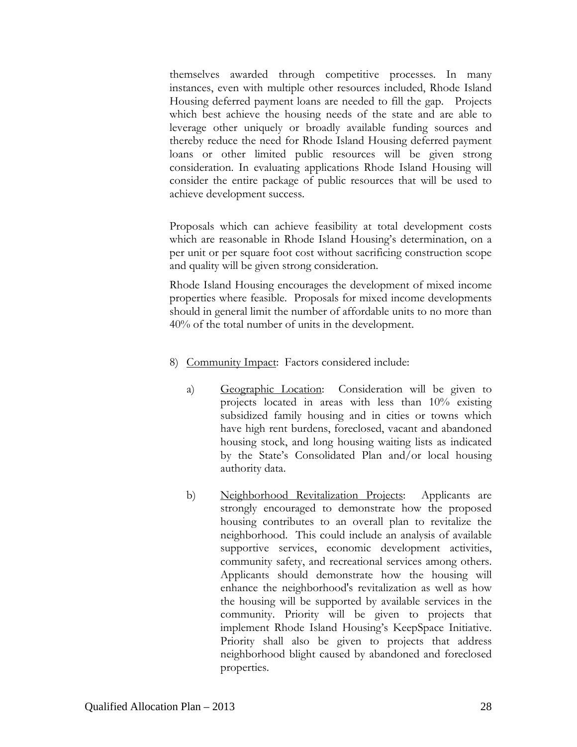themselves awarded through competitive processes. In many instances, even with multiple other resources included, Rhode Island Housing deferred payment loans are needed to fill the gap. Projects which best achieve the housing needs of the state and are able to leverage other uniquely or broadly available funding sources and thereby reduce the need for Rhode Island Housing deferred payment loans or other limited public resources will be given strong consideration. In evaluating applications Rhode Island Housing will consider the entire package of public resources that will be used to achieve development success.

Proposals which can achieve feasibility at total development costs which are reasonable in Rhode Island Housing's determination, on a per unit or per square foot cost without sacrificing construction scope and quality will be given strong consideration.

Rhode Island Housing encourages the development of mixed income properties where feasible. Proposals for mixed income developments should in general limit the number of affordable units to no more than 40% of the total number of units in the development.

8) <u>Community Impact</u>: Factors considered include:

   a) <u>Geographic Location</u>: Consideration will be given to projects located in areas with less than 10% existing subsidized family housing and in cities or towns which have high rent burdens, foreclosed, vacant and abandoned housing stock, and long housing waiting lists as indicated by the State's Consolidated Plan and/or local housing authority data.

   b) <u>Neighborhood Revitalization Projects</u>: Applicants are strongly encouraged to demonstrate how the proposed housing contributes to an overall plan to revitalize the neighborhood. This could include an analysis of available supportive services, economic development activities, community safety, and recreational services among others. Applicants should demonstrate how the housing will enhance the neighborhood's revitalization as well as how the housing will be supported by available services in the community. Priority will be given to projects that implement Rhode Island Housing's KeepSpace Initiative. Priority shall also be given to projects that address neighborhood blight caused by abandoned and foreclosed properties.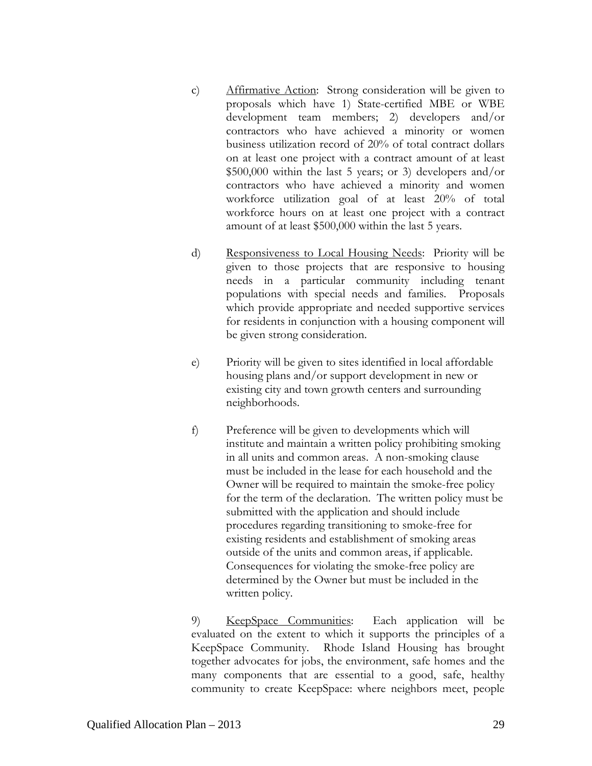c) <u>Affirmative Action</u>: Strong consideration will be given to proposals which have 1) State-certified MBE or WBE development team members; 2) developers and/or contractors who have achieved a minority or women business utilization record of 20% of total contract dollars on at least one project with a contract amount of at least $500,000 within the last 5 years; or 3) developers and/or contractors who have achieved a minority and women workforce utilization goal of at least 20% of total workforce hours on at least one project with a contract amount of at least $500,000 within the last 5 years.

d) <u>Responsiveness to Local Housing Needs</u>: Priority will be given to those projects that are responsive to housing needs in a particular community including tenant populations with special needs and families. Proposals which provide appropriate and needed supportive services for residents in conjunction with a housing component will be given strong consideration.

e) Priority will be given to sites identified in local affordable housing plans and/or support development in new or existing city and town growth centers and surrounding neighborhoods.

f) Preference will be given to developments which will institute and maintain a written policy prohibiting smoking in all units and common areas. A non-smoking clause must be included in the lease for each household and the Owner will be required to maintain the smoke-free policy for the term of the declaration. The written policy must be submitted with the application and should include procedures regarding transitioning to smoke-free for existing residents and establishment of smoking areas outside of the units and common areas, if applicable. Consequences for violating the smoke-free policy are determined by the Owner but must be included in the written policy.

9) <u>KeepSpace Communities</u>: Each application will be evaluated on the extent to which it supports the principles of a KeepSpace Community. Rhode Island Housing has brought together advocates for jobs, the environment, safe homes and the many components that are essential to a good, safe, healthy community to create KeepSpace: where neighbors meet, people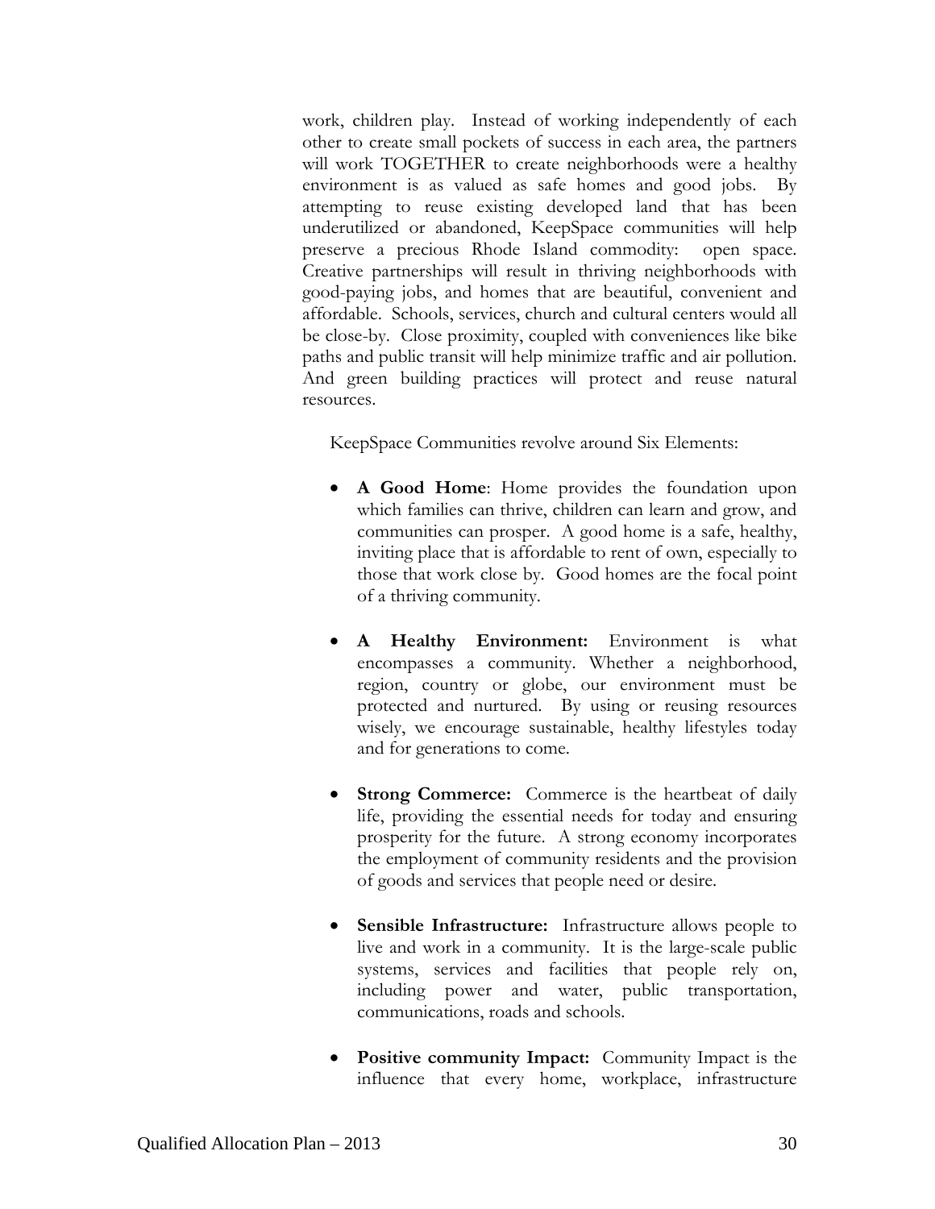work, children play. Instead of working independently of each other to create small pockets of success in each area, the partners will work TOGETHER to create neighborhoods were a healthy environment is as valued as safe homes and good jobs. By attempting to reuse existing developed land that has been underutilized or abandoned, KeepSpace communities will help preserve a precious Rhode Island commodity: open space. Creative partnerships will result in thriving neighborhoods with good-paying jobs, and homes that are beautiful, convenient and affordable. Schools, services, church and cultural centers would all be close-by. Close proximity, coupled with conveniences like bike paths and public transit will help minimize traffic and air pollution. And green building practices will protect and reuse natural resources.

KeepSpace Communities revolve around Six Elements:

- **A Good Home**: Home provides the foundation upon which families can thrive, children can learn and grow, and communities can prosper. A good home is a safe, healthy, inviting place that is affordable to rent of own, especially to those that work close by. Good homes are the focal point of a thriving community.

- **A Healthy Environment:** Environment is what encompasses a community. Whether a neighborhood, region, country or globe, our environment must be protected and nurtured. By using or reusing resources wisely, we encourage sustainable, healthy lifestyles today and for generations to come.

- **Strong Commerce:** Commerce is the heartbeat of daily life, providing the essential needs for today and ensuring prosperity for the future. A strong economy incorporates the employment of community residents and the provision of goods and services that people need or desire.

- **Sensible Infrastructure:** Infrastructure allows people to live and work in a community. It is the large-scale public systems, services and facilities that people rely on, including power and water, public transportation, communications, roads and schools.

- **Positive community Impact:** Community Impact is the influence that every home, workplace, infrastructure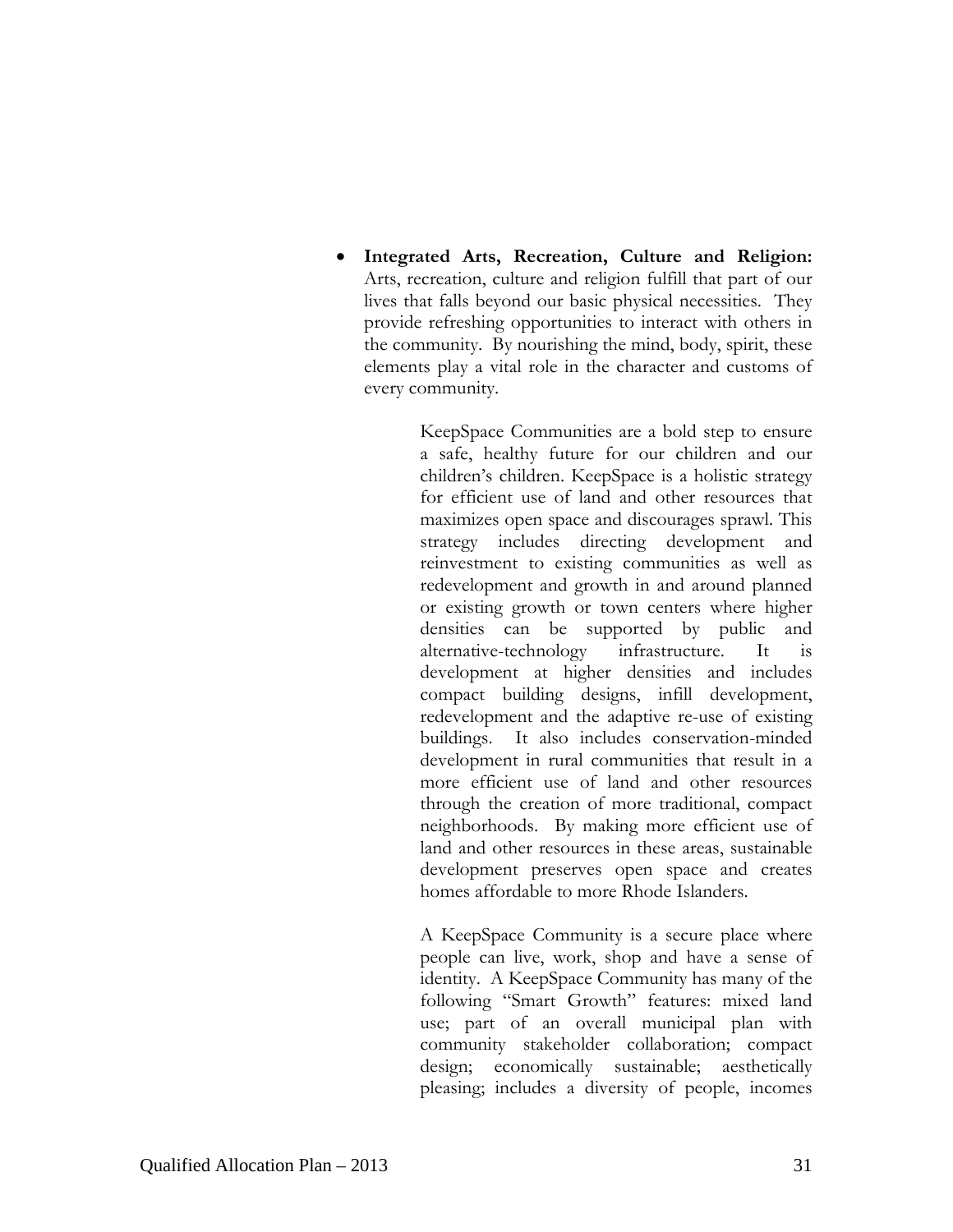- **Integrated Arts, Recreation, Culture and Religion:** Arts, recreation, culture and religion fulfill that part of our lives that falls beyond our basic physical necessities. They provide refreshing opportunities to interact with others in the community. By nourishing the mind, body, spirit, these elements play a vital role in the character and customs of every community.

KeepSpace Communities are a bold step to ensure a safe, healthy future for our children and our children's children. KeepSpace is a holistic strategy for efficient use of land and other resources that maximizes open space and discourages sprawl. This strategy includes directing development and reinvestment to existing communities as well as redevelopment and growth in and around planned or existing growth or town centers where higher densities can be supported by public and alternative-technology infrastructure. It is development at higher densities and includes compact building designs, infill development, redevelopment and the adaptive re-use of existing buildings. It also includes conservation-minded development in rural communities that result in a more efficient use of land and other resources through the creation of more traditional, compact neighborhoods. By making more efficient use of land and other resources in these areas, sustainable development preserves open space and creates homes affordable to more Rhode Islanders.

A KeepSpace Community is a secure place where people can live, work, shop and have a sense of identity. A KeepSpace Community has many of the following "Smart Growth" features: mixed land use; part of an overall municipal plan with community stakeholder collaboration; compact design; economically sustainable; aesthetically pleasing; includes a diversity of people, incomes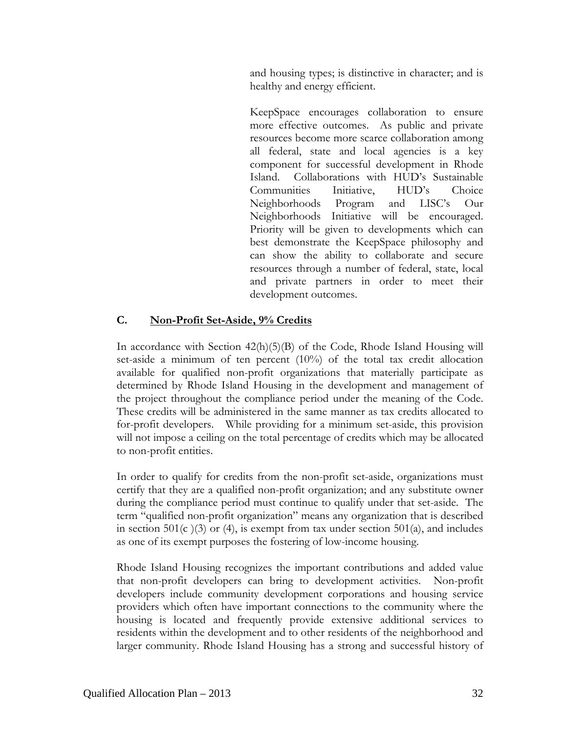and housing types; is distinctive in character; and is healthy and energy efficient.

KeepSpace encourages collaboration to ensure more effective outcomes. As public and private resources become more scarce collaboration among all federal, state and local agencies is a key component for successful development in Rhode Island. Collaborations with HUD's Sustainable Communities Initiative, HUD's Choice Neighborhoods Program and LISC's Our Neighborhoods Initiative will be encouraged. Priority will be given to developments which can best demonstrate the KeepSpace philosophy and can show the ability to collaborate and secure resources through a number of federal, state, local and private partners in order to meet their development outcomes.

### C. Non-Profit Set-Aside, 9% Credits

In accordance with Section 42(h)(5)(B) of the Code, Rhode Island Housing will set-aside a minimum of ten percent (10%) of the total tax credit allocation available for qualified non-profit organizations that materially participate as determined by Rhode Island Housing in the development and management of the project throughout the compliance period under the meaning of the Code. These credits will be administered in the same manner as tax credits allocated to for-profit developers. While providing for a minimum set-aside, this provision will not impose a ceiling on the total percentage of credits which may be allocated to non-profit entities.

In order to qualify for credits from the non-profit set-aside, organizations must certify that they are a qualified non-profit organization; and any substitute owner during the compliance period must continue to qualify under that set-aside. The term "qualified non-profit organization" means any organization that is described in section 501(c )(3) or (4), is exempt from tax under section 501(a), and includes as one of its exempt purposes the fostering of low-income housing.

Rhode Island Housing recognizes the important contributions and added value that non-profit developers can bring to development activities. Non-profit developers include community development corporations and housing service providers which often have important connections to the community where the housing is located and frequently provide extensive additional services to residents within the development and to other residents of the neighborhood and larger community. Rhode Island Housing has a strong and successful history of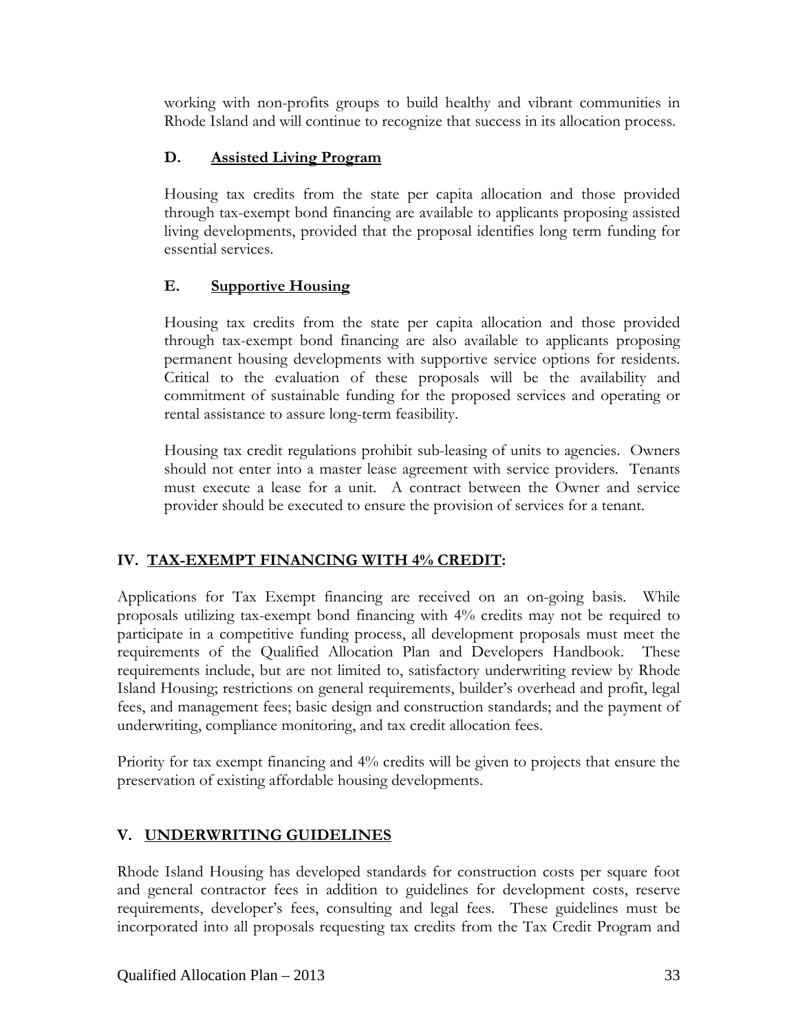working with non-profits groups to build healthy and vibrant communities in Rhode Island and will continue to recognize that success in its allocation process.

### D. Assisted Living Program

Housing tax credits from the state per capita allocation and those provided through tax-exempt bond financing are available to applicants proposing assisted living developments, provided that the proposal identifies long term funding for essential services.

### E. Supportive Housing

Housing tax credits from the state per capita allocation and those provided through tax-exempt bond financing are also available to applicants proposing permanent housing developments with supportive service options for residents. Critical to the evaluation of these proposals will be the availability and commitment of sustainable funding for the proposed services and operating or rental assistance to assure long-term feasibility.

Housing tax credit regulations prohibit sub-leasing of units to agencies. Owners should not enter into a master lease agreement with service providers. Tenants must execute a lease for a unit. A contract between the Owner and service provider should be executed to ensure the provision of services for a tenant.

## IV. TAX-EXEMPT FINANCING WITH 4% CREDIT:

Applications for Tax Exempt financing are received on an on-going basis. While proposals utilizing tax-exempt bond financing with 4% credits may not be required to participate in a competitive funding process, all development proposals must meet the requirements of the Qualified Allocation Plan and Developers Handbook. These requirements include, but are not limited to, satisfactory underwriting review by Rhode Island Housing; restrictions on general requirements, builder's overhead and profit, legal fees, and management fees; basic design and construction standards; and the payment of underwriting, compliance monitoring, and tax credit allocation fees.

Priority for tax exempt financing and 4% credits will be given to projects that ensure the preservation of existing affordable housing developments.

## V. UNDERWRITING GUIDELINES

Rhode Island Housing has developed standards for construction costs per square foot and general contractor fees in addition to guidelines for development costs, reserve requirements, developer's fees, consulting and legal fees. These guidelines must be incorporated into all proposals requesting tax credits from the Tax Credit Program and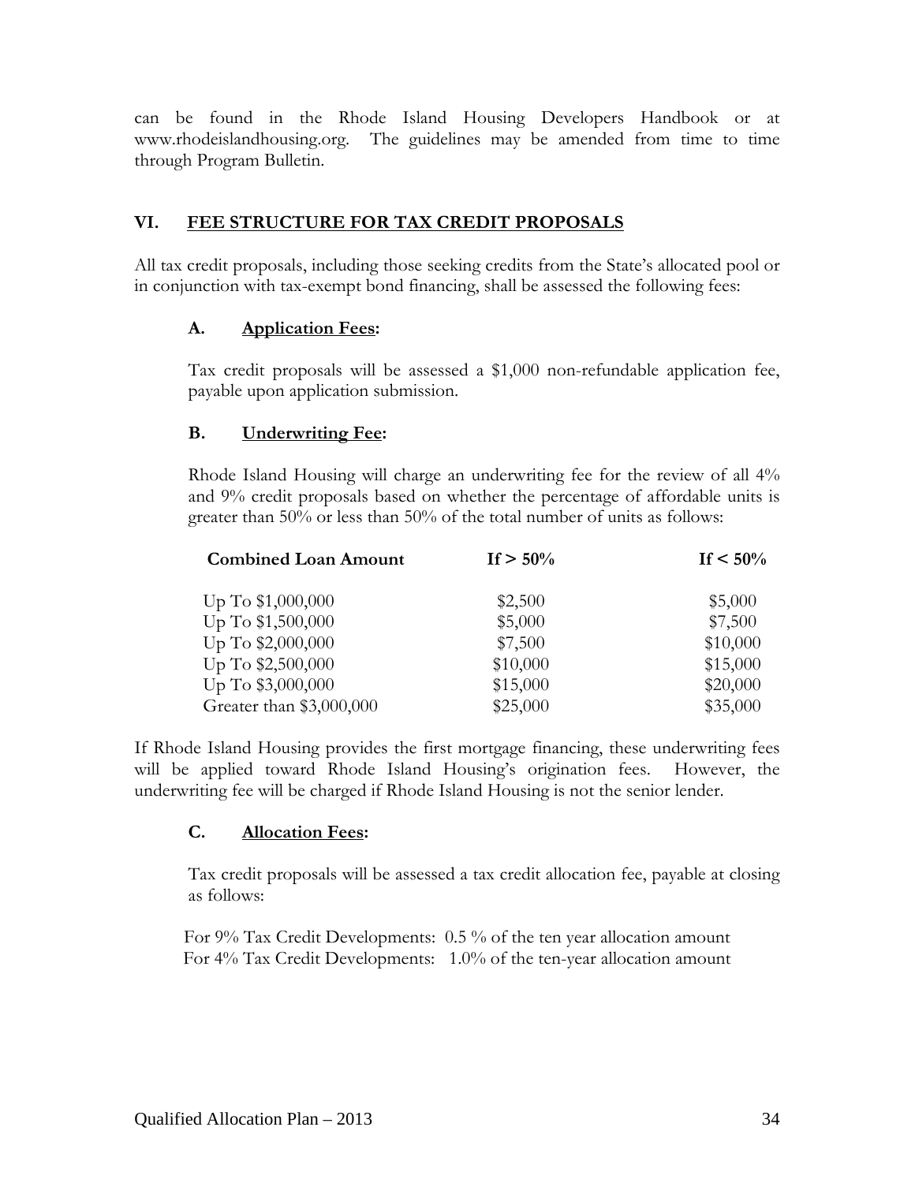can be found in the Rhode Island Housing Developers Handbook or at www.rhodeislandhousing.org. The guidelines may be amended from time to time through Program Bulletin.

## VI. FEE STRUCTURE FOR TAX CREDIT PROPOSALS

All tax credit proposals, including those seeking credits from the State's allocated pool or in conjunction with tax-exempt bond financing, shall be assessed the following fees:

### A. Application Fees:

Tax credit proposals will be assessed a $1,000 non-refundable application fee, payable upon application submission.

### B. Underwriting Fee:

Rhode Island Housing will charge an underwriting fee for the review of all 4% and 9% credit proposals based on whether the percentage of affordable units is greater than 50% or less than 50% of the total number of units as follows:

| Combined Loan Amount | If > 50% | If < 50% |
|---|---|---|
| Up To $1,000,000 | $2,500 | $5,000 |
| Up To $1,500,000 | $5,000 | $7,500 |
| Up To $2,000,000 | $7,500 | $10,000 |
| Up To $2,500,000 | $10,000 | $15,000 |
| Up To $3,000,000 | $15,000 | $20,000 |
| Greater than $3,000,000 | $25,000 | $35,000 |

If Rhode Island Housing provides the first mortgage financing, these underwriting fees will be applied toward Rhode Island Housing's origination fees. However, the underwriting fee will be charged if Rhode Island Housing is not the senior lender.

### C. Allocation Fees:

Tax credit proposals will be assessed a tax credit allocation fee, payable at closing as follows:

For 9% Tax Credit Developments: 0.5 % of the ten year allocation amount
For 4% Tax Credit Developments: 1.0% of the ten-year allocation amount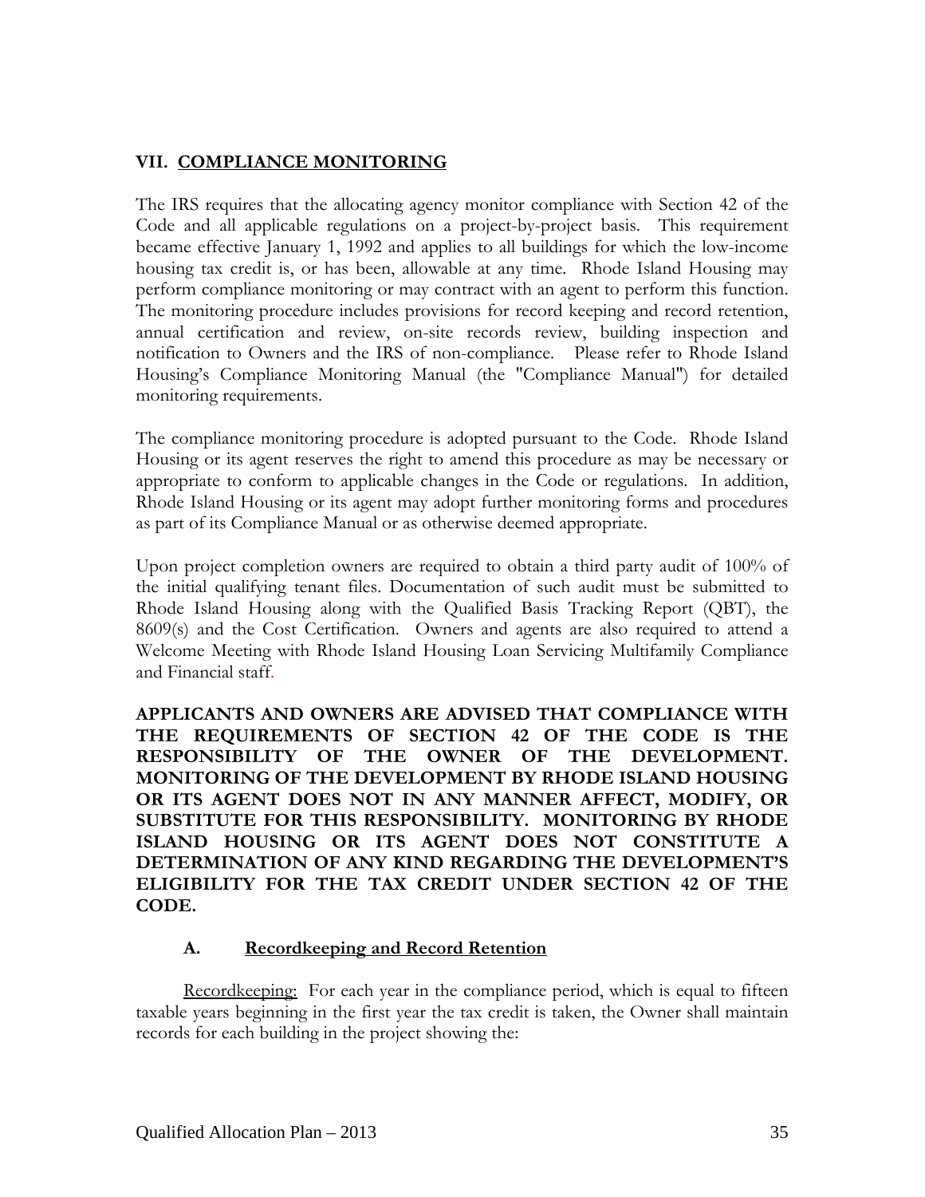## VII. COMPLIANCE MONITORING

The IRS requires that the allocating agency monitor compliance with Section 42 of the Code and all applicable regulations on a project-by-project basis. This requirement became effective January 1, 1992 and applies to all buildings for which the low-income housing tax credit is, or has been, allowable at any time. Rhode Island Housing may perform compliance monitoring or may contract with an agent to perform this function. The monitoring procedure includes provisions for record keeping and record retention, annual certification and review, on-site records review, building inspection and notification to Owners and the IRS of non-compliance. Please refer to Rhode Island Housing's Compliance Monitoring Manual (the "Compliance Manual") for detailed monitoring requirements.

The compliance monitoring procedure is adopted pursuant to the Code. Rhode Island Housing or its agent reserves the right to amend this procedure as may be necessary or appropriate to conform to applicable changes in the Code or regulations. In addition, Rhode Island Housing or its agent may adopt further monitoring forms and procedures as part of its Compliance Manual or as otherwise deemed appropriate.

Upon project completion owners are required to obtain a third party audit of 100% of the initial qualifying tenant files. Documentation of such audit must be submitted to Rhode Island Housing along with the Qualified Basis Tracking Report (QBT), the 8609(s) and the Cost Certification. Owners and agents are also required to attend a Welcome Meeting with Rhode Island Housing Loan Servicing Multifamily Compliance and Financial staff.

**APPLICANTS AND OWNERS ARE ADVISED THAT COMPLIANCE WITH THE REQUIREMENTS OF SECTION 42 OF THE CODE IS THE RESPONSIBILITY OF THE OWNER OF THE DEVELOPMENT. MONITORING OF THE DEVELOPMENT BY RHODE ISLAND HOUSING OR ITS AGENT DOES NOT IN ANY MANNER AFFECT, MODIFY, OR SUBSTITUTE FOR THIS RESPONSIBILITY. MONITORING BY RHODE ISLAND HOUSING OR ITS AGENT DOES NOT CONSTITUTE A DETERMINATION OF ANY KIND REGARDING THE DEVELOPMENT'S ELIGIBILITY FOR THE TAX CREDIT UNDER SECTION 42 OF THE CODE.**

### A. Recordkeeping and Record Retention

Recordkeeping: For each year in the compliance period, which is equal to fifteen taxable years beginning in the first year the tax credit is taken, the Owner shall maintain records for each building in the project showing the: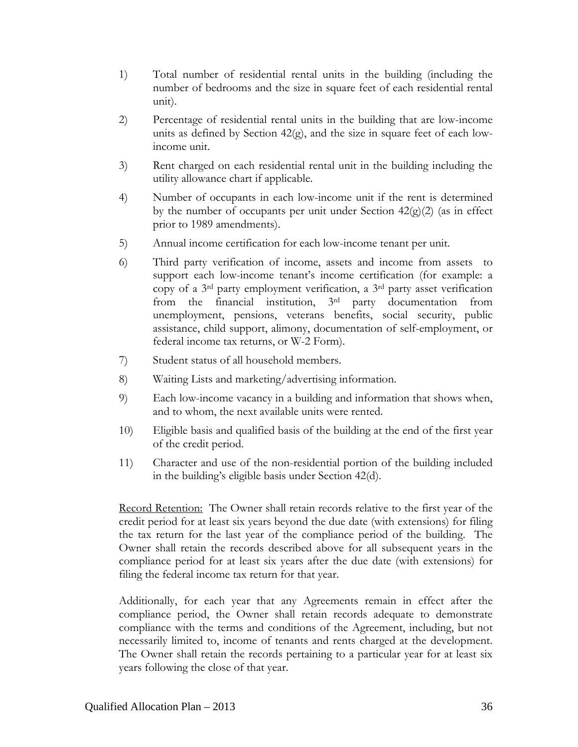1) Total number of residential rental units in the building (including the number of bedrooms and the size in square feet of each residential rental unit).

2) Percentage of residential rental units in the building that are low-income units as defined by Section 42(g), and the size in square feet of each low-income unit.

3) Rent charged on each residential rental unit in the building including the utility allowance chart if applicable.

4) Number of occupants in each low-income unit if the rent is determined by the number of occupants per unit under Section 42(g)(2) (as in effect prior to 1989 amendments).

5) Annual income certification for each low-income tenant per unit.

6) Third party verification of income, assets and income from assets to support each low-income tenant's income certification (for example: a copy of a 3rd party employment verification, a 3rd party asset verification from the financial institution, 3rd party documentation from unemployment, pensions, veterans benefits, social security, public assistance, child support, alimony, documentation of self-employment, or federal income tax returns, or W-2 Form).

7) Student status of all household members.

8) Waiting Lists and marketing/advertising information.

9) Each low-income vacancy in a building and information that shows when, and to whom, the next available units were rented.

10) Eligible basis and qualified basis of the building at the end of the first year of the credit period.

11) Character and use of the non-residential portion of the building included in the building's eligible basis under Section 42(d).

<u>Record Retention:</u> The Owner shall retain records relative to the first year of the credit period for at least six years beyond the due date (with extensions) for filing the tax return for the last year of the compliance period of the building. The Owner shall retain the records described above for all subsequent years in the compliance period for at least six years after the due date (with extensions) for filing the federal income tax return for that year.

Additionally, for each year that any Agreements remain in effect after the compliance period, the Owner shall retain records adequate to demonstrate compliance with the terms and conditions of the Agreement, including, but not necessarily limited to, income of tenants and rents charged at the development. The Owner shall retain the records pertaining to a particular year for at least six years following the close of that year.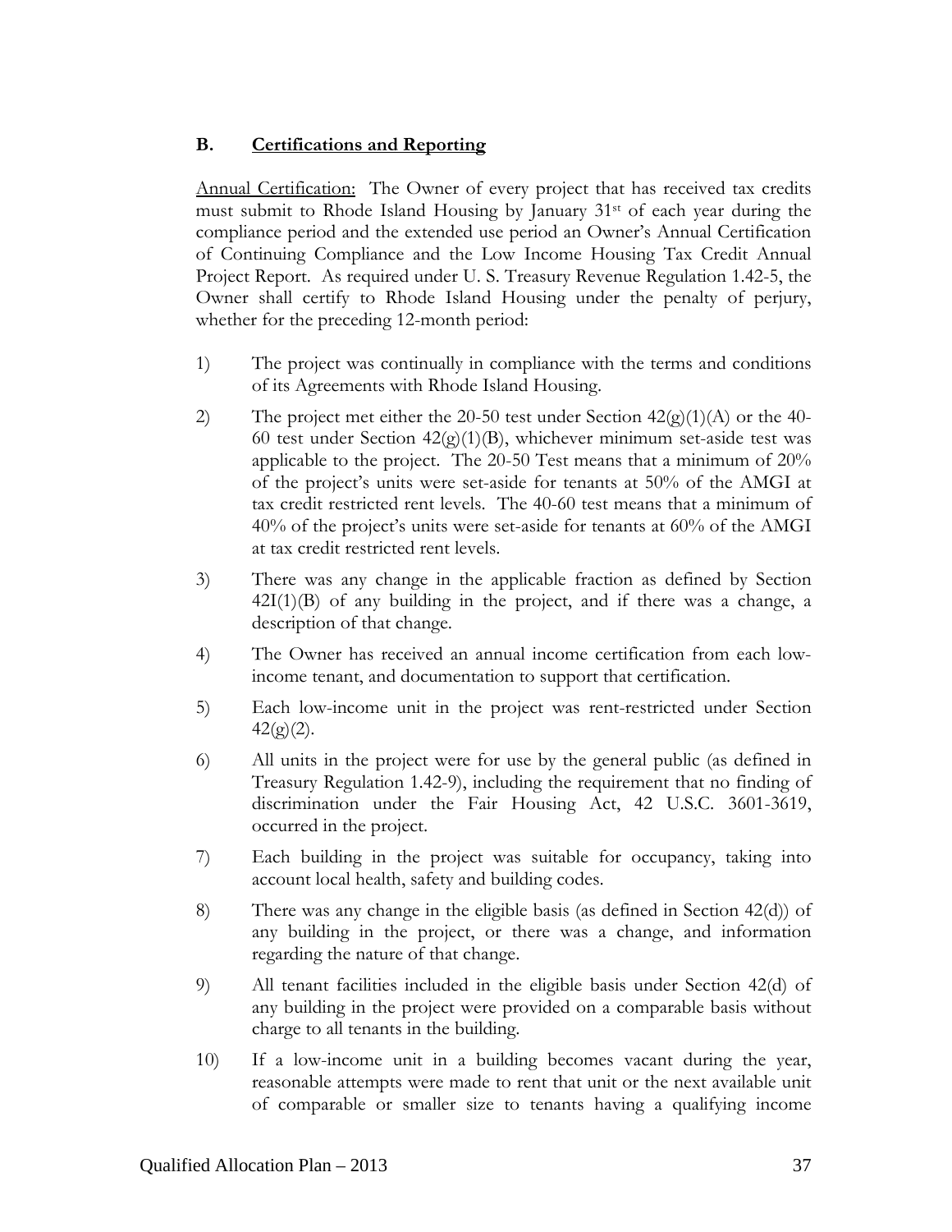## B. Certifications and Reporting

Annual Certification: The Owner of every project that has received tax credits must submit to Rhode Island Housing by January 31st of each year during the compliance period and the extended use period an Owner's Annual Certification of Continuing Compliance and the Low Income Housing Tax Credit Annual Project Report. As required under U. S. Treasury Revenue Regulation 1.42-5, the Owner shall certify to Rhode Island Housing under the penalty of perjury, whether for the preceding 12-month period:

1) The project was continually in compliance with the terms and conditions of its Agreements with Rhode Island Housing.

2) The project met either the 20-50 test under Section 42(g)(1)(A) or the 40-60 test under Section 42(g)(1)(B), whichever minimum set-aside test was applicable to the project. The 20-50 Test means that a minimum of 20% of the project's units were set-aside for tenants at 50% of the AMGI at tax credit restricted rent levels. The 40-60 test means that a minimum of 40% of the project's units were set-aside for tenants at 60% of the AMGI at tax credit restricted rent levels.

3) There was any change in the applicable fraction as defined by Section 42I(1)(B) of any building in the project, and if there was a change, a description of that change.

4) The Owner has received an annual income certification from each low-income tenant, and documentation to support that certification.

5) Each low-income unit in the project was rent-restricted under Section 42(g)(2).

6) All units in the project were for use by the general public (as defined in Treasury Regulation 1.42-9), including the requirement that no finding of discrimination under the Fair Housing Act, 42 U.S.C. 3601-3619, occurred in the project.

7) Each building in the project was suitable for occupancy, taking into account local health, safety and building codes.

8) There was any change in the eligible basis (as defined in Section 42(d)) of any building in the project, or there was a change, and information regarding the nature of that change.

9) All tenant facilities included in the eligible basis under Section 42(d) of any building in the project were provided on a comparable basis without charge to all tenants in the building.

10) If a low-income unit in a building becomes vacant during the year, reasonable attempts were made to rent that unit or the next available unit of comparable or smaller size to tenants having a qualifying income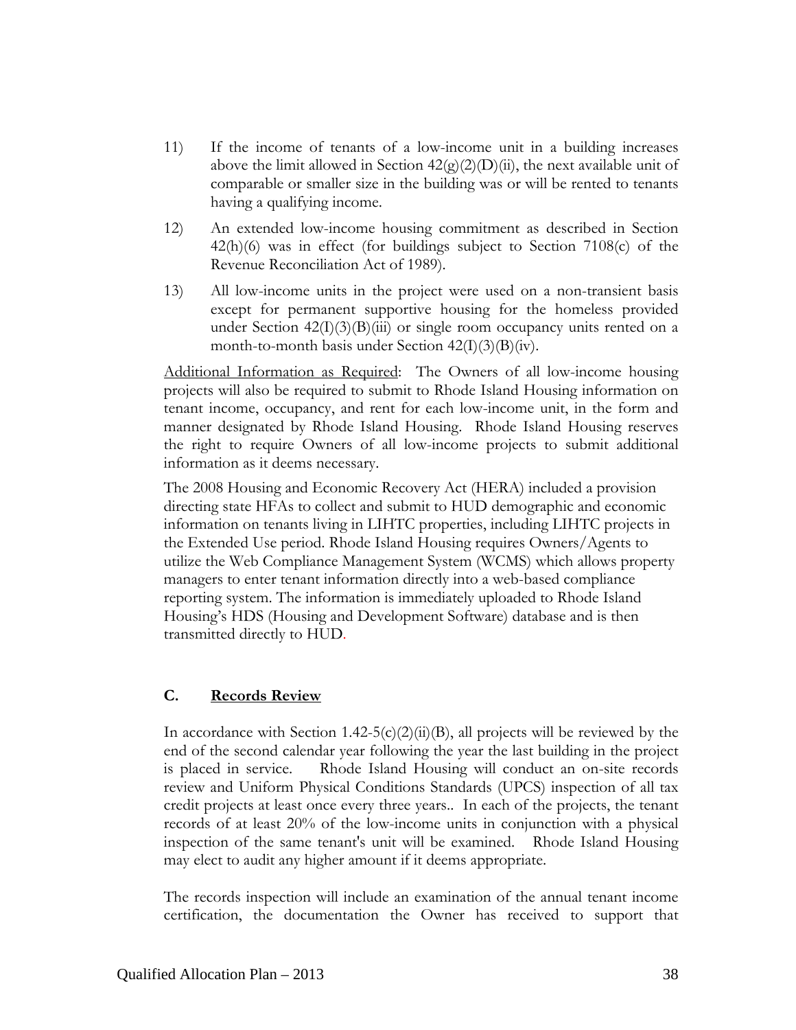11) If the income of tenants of a low-income unit in a building increases above the limit allowed in Section 42(g)(2)(D)(ii), the next available unit of comparable or smaller size in the building was or will be rented to tenants having a qualifying income.

12) An extended low-income housing commitment as described in Section 42(h)(6) was in effect (for buildings subject to Section 7108(c) of the Revenue Reconciliation Act of 1989).

13) All low-income units in the project were used on a non-transient basis except for permanent supportive housing for the homeless provided under Section 42(I)(3)(B)(iii) or single room occupancy units rented on a month-to-month basis under Section 42(I)(3)(B)(iv).

Additional Information as Required: The Owners of all low-income housing projects will also be required to submit to Rhode Island Housing information on tenant income, occupancy, and rent for each low-income unit, in the form and manner designated by Rhode Island Housing. Rhode Island Housing reserves the right to require Owners of all low-income projects to submit additional information as it deems necessary.

The 2008 Housing and Economic Recovery Act (HERA) included a provision directing state HFAs to collect and submit to HUD demographic and economic information on tenants living in LIHTC properties, including LIHTC projects in the Extended Use period. Rhode Island Housing requires Owners/Agents to utilize the Web Compliance Management System (WCMS) which allows property managers to enter tenant information directly into a web-based compliance reporting system. The information is immediately uploaded to Rhode Island Housing's HDS (Housing and Development Software) database and is then transmitted directly to HUD.

### C. Records Review

In accordance with Section 1.42-5(c)(2)(ii)(B), all projects will be reviewed by the end of the second calendar year following the year the last building in the project is placed in service. Rhode Island Housing will conduct an on-site records review and Uniform Physical Conditions Standards (UPCS) inspection of all tax credit projects at least once every three years.. In each of the projects, the tenant records of at least 20% of the low-income units in conjunction with a physical inspection of the same tenant's unit will be examined. Rhode Island Housing may elect to audit any higher amount if it deems appropriate.

The records inspection will include an examination of the annual tenant income certification, the documentation the Owner has received to support that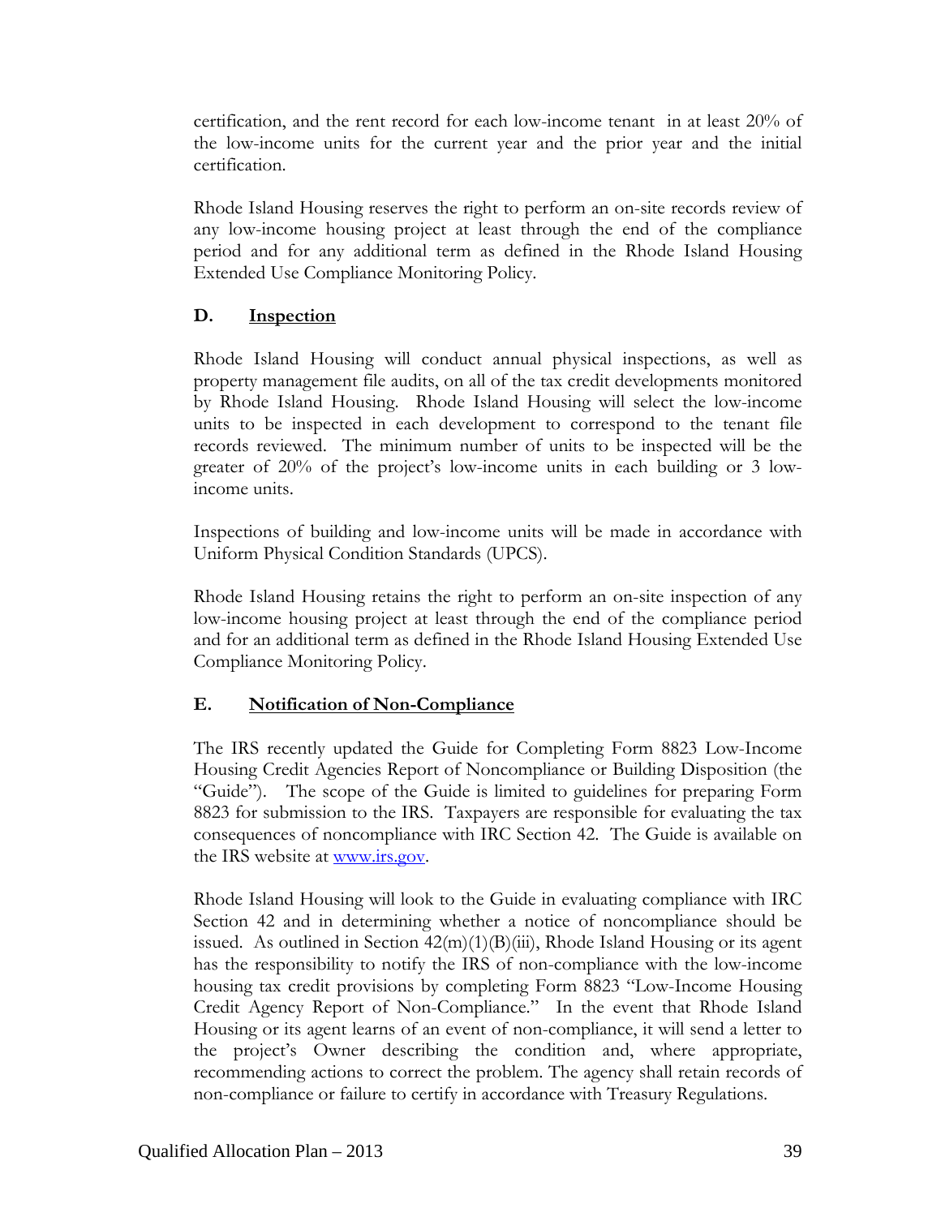certification, and the rent record for each low-income tenant in at least 20% of the low-income units for the current year and the prior year and the initial certification.

Rhode Island Housing reserves the right to perform an on-site records review of any low-income housing project at least through the end of the compliance period and for any additional term as defined in the Rhode Island Housing Extended Use Compliance Monitoring Policy.

### D. <u>Inspection</u>

Rhode Island Housing will conduct annual physical inspections, as well as property management file audits, on all of the tax credit developments monitored by Rhode Island Housing. Rhode Island Housing will select the low-income units to be inspected in each development to correspond to the tenant file records reviewed. The minimum number of units to be inspected will be the greater of 20% of the project's low-income units in each building or 3 low-income units.

Inspections of building and low-income units will be made in accordance with Uniform Physical Condition Standards (UPCS).

Rhode Island Housing retains the right to perform an on-site inspection of any low-income housing project at least through the end of the compliance period and for an additional term as defined in the Rhode Island Housing Extended Use Compliance Monitoring Policy.

### E. <u>Notification of Non-Compliance</u>

The IRS recently updated the Guide for Completing Form 8823 Low-Income Housing Credit Agencies Report of Noncompliance or Building Disposition (the "Guide"). The scope of the Guide is limited to guidelines for preparing Form 8823 for submission to the IRS. Taxpayers are responsible for evaluating the tax consequences of noncompliance with IRC Section 42. The Guide is available on the IRS website at [www.irs.gov](http://www.irs.gov).

Rhode Island Housing will look to the Guide in evaluating compliance with IRC Section 42 and in determining whether a notice of noncompliance should be issued. As outlined in Section 42(m)(1)(B)(iii), Rhode Island Housing or its agent has the responsibility to notify the IRS of non-compliance with the low-income housing tax credit provisions by completing Form 8823 "Low-Income Housing Credit Agency Report of Non-Compliance." In the event that Rhode Island Housing or its agent learns of an event of non-compliance, it will send a letter to the project's Owner describing the condition and, where appropriate, recommending actions to correct the problem. The agency shall retain records of non-compliance or failure to certify in accordance with Treasury Regulations.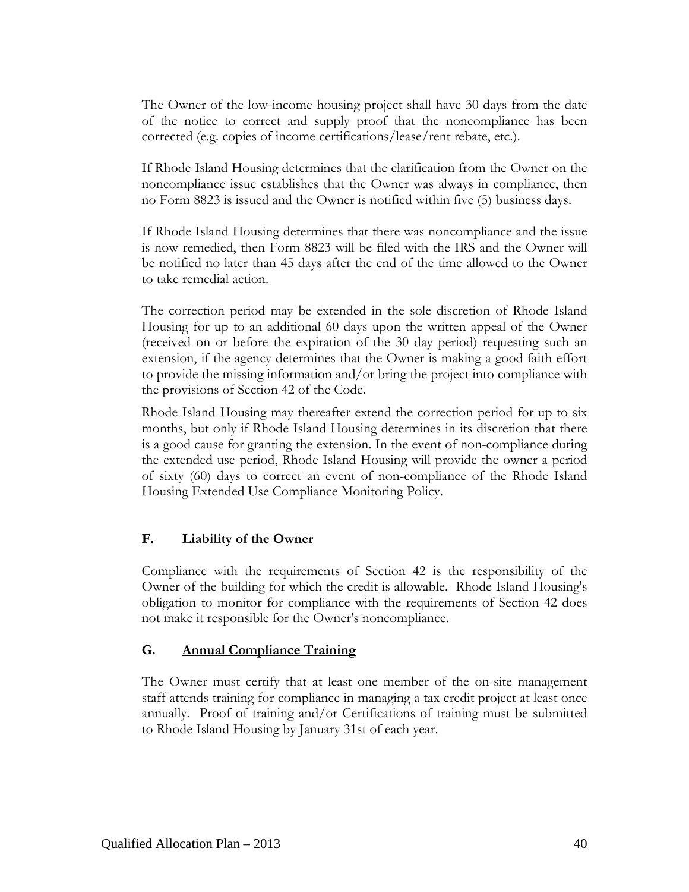The Owner of the low-income housing project shall have 30 days from the date of the notice to correct and supply proof that the noncompliance has been corrected (e.g. copies of income certifications/lease/rent rebate, etc.).

If Rhode Island Housing determines that the clarification from the Owner on the noncompliance issue establishes that the Owner was always in compliance, then no Form 8823 is issued and the Owner is notified within five (5) business days.

If Rhode Island Housing determines that there was noncompliance and the issue is now remedied, then Form 8823 will be filed with the IRS and the Owner will be notified no later than 45 days after the end of the time allowed to the Owner to take remedial action.

The correction period may be extended in the sole discretion of Rhode Island Housing for up to an additional 60 days upon the written appeal of the Owner (received on or before the expiration of the 30 day period) requesting such an extension, if the agency determines that the Owner is making a good faith effort to provide the missing information and/or bring the project into compliance with the provisions of Section 42 of the Code.

Rhode Island Housing may thereafter extend the correction period for up to six months, but only if Rhode Island Housing determines in its discretion that there is a good cause for granting the extension. In the event of non-compliance during the extended use period, Rhode Island Housing will provide the owner a period of sixty (60) days to correct an event of non-compliance of the Rhode Island Housing Extended Use Compliance Monitoring Policy.

### F. <u>Liability of the Owner</u>

Compliance with the requirements of Section 42 is the responsibility of the Owner of the building for which the credit is allowable. Rhode Island Housing's obligation to monitor for compliance with the requirements of Section 42 does not make it responsible for the Owner's noncompliance.

### G. <u>Annual Compliance Training</u>

The Owner must certify that at least one member of the on-site management staff attends training for compliance in managing a tax credit project at least once annually. Proof of training and/or Certifications of training must be submitted to Rhode Island Housing by January 31st of each year.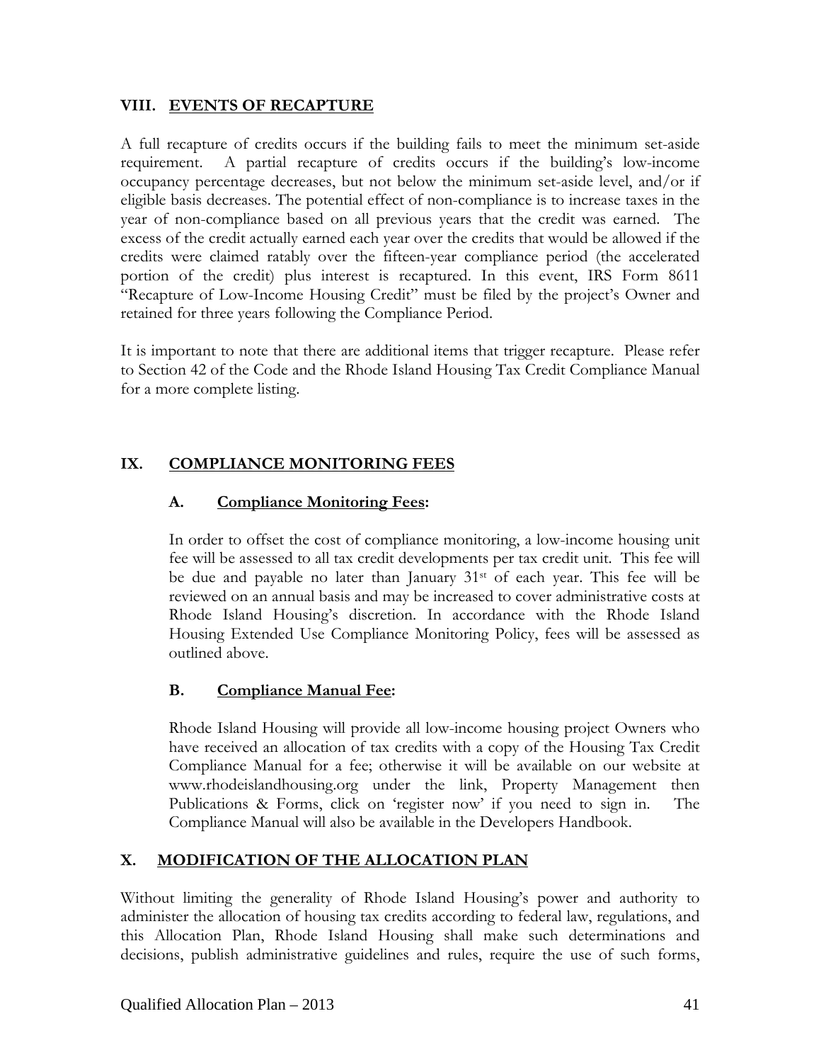## VIII. EVENTS OF RECAPTURE

A full recapture of credits occurs if the building fails to meet the minimum set-aside requirement. A partial recapture of credits occurs if the building's low-income occupancy percentage decreases, but not below the minimum set-aside level, and/or if eligible basis decreases. The potential effect of non-compliance is to increase taxes in the year of non-compliance based on all previous years that the credit was earned. The excess of the credit actually earned each year over the credits that would be allowed if the credits were claimed ratably over the fifteen-year compliance period (the accelerated portion of the credit) plus interest is recaptured. In this event, IRS Form 8611 "Recapture of Low-Income Housing Credit" must be filed by the project's Owner and retained for three years following the Compliance Period.

It is important to note that there are additional items that trigger recapture. Please refer to Section 42 of the Code and the Rhode Island Housing Tax Credit Compliance Manual for a more complete listing.

## IX. COMPLIANCE MONITORING FEES

### A. Compliance Monitoring Fees:

In order to offset the cost of compliance monitoring, a low-income housing unit fee will be assessed to all tax credit developments per tax credit unit. This fee will be due and payable no later than January 31st of each year. This fee will be reviewed on an annual basis and may be increased to cover administrative costs at Rhode Island Housing's discretion. In accordance with the Rhode Island Housing Extended Use Compliance Monitoring Policy, fees will be assessed as outlined above.

### B. Compliance Manual Fee:

Rhode Island Housing will provide all low-income housing project Owners who have received an allocation of tax credits with a copy of the Housing Tax Credit Compliance Manual for a fee; otherwise it will be available on our website at www.rhodeislandhousing.org under the link, Property Management then Publications & Forms, click on 'register now' if you need to sign in. The Compliance Manual will also be available in the Developers Handbook.

## X. MODIFICATION OF THE ALLOCATION PLAN

Without limiting the generality of Rhode Island Housing's power and authority to administer the allocation of housing tax credits according to federal law, regulations, and this Allocation Plan, Rhode Island Housing shall make such determinations and decisions, publish administrative guidelines and rules, require the use of such forms,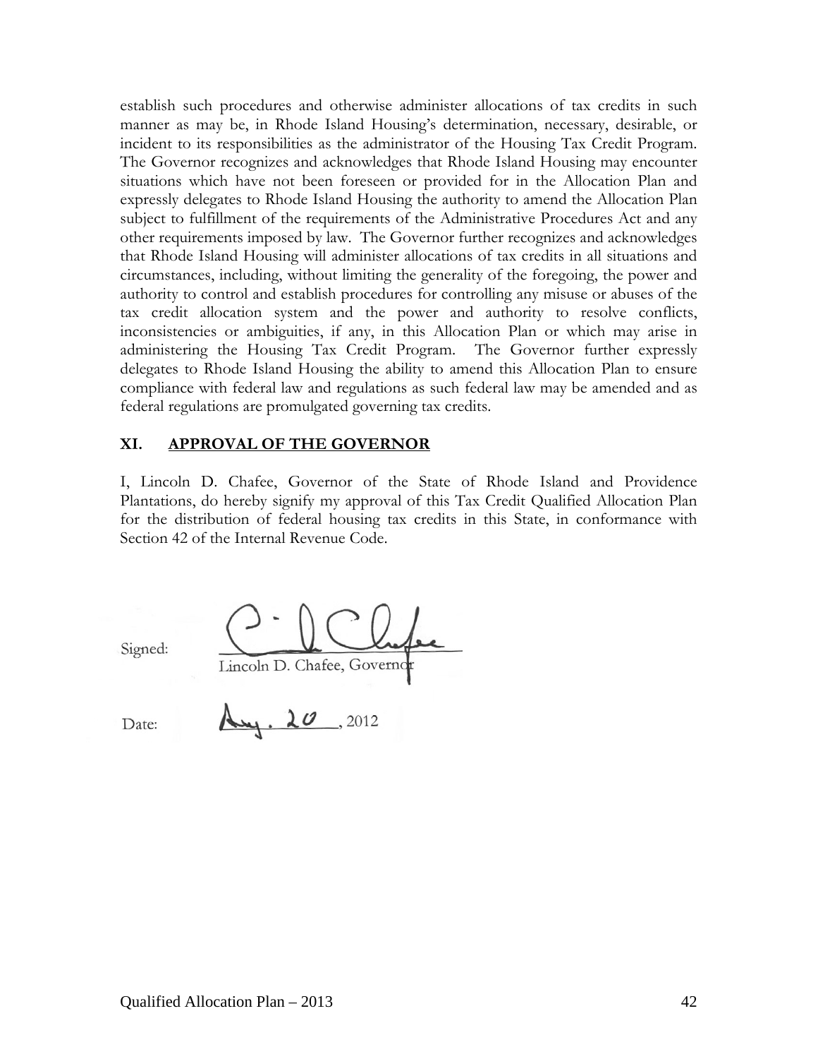establish such procedures and otherwise administer allocations of tax credits in such manner as may be, in Rhode Island Housing's determination, necessary, desirable, or incident to its responsibilities as the administrator of the Housing Tax Credit Program. The Governor recognizes and acknowledges that Rhode Island Housing may encounter situations which have not been foreseen or provided for in the Allocation Plan and expressly delegates to Rhode Island Housing the authority to amend the Allocation Plan subject to fulfillment of the requirements of the Administrative Procedures Act and any other requirements imposed by law. The Governor further recognizes and acknowledges that Rhode Island Housing will administer allocations of tax credits in all situations and circumstances, including, without limiting the generality of the foregoing, the power and authority to control and establish procedures for controlling any misuse or abuses of the tax credit allocation system and the power and authority to resolve conflicts, inconsistencies or ambiguities, if any, in this Allocation Plan or which may arise in administering the Housing Tax Credit Program. The Governor further expressly delegates to Rhode Island Housing the ability to amend this Allocation Plan to ensure compliance with federal law and regulations as such federal law may be amended and as federal regulations are promulgated governing tax credits.

## XI. APPROVAL OF THE GOVERNOR

I, Lincoln D. Chafee, Governor of the State of Rhode Island and Providence Plantations, do hereby signify my approval of this Tax Credit Qualified Allocation Plan for the distribution of federal housing tax credits in this State, in conformance with Section 42 of the Internal Revenue Code.

Signed: ______________________
Lincoln D. Chafee, Governor

Date: Aug. 20, 2012